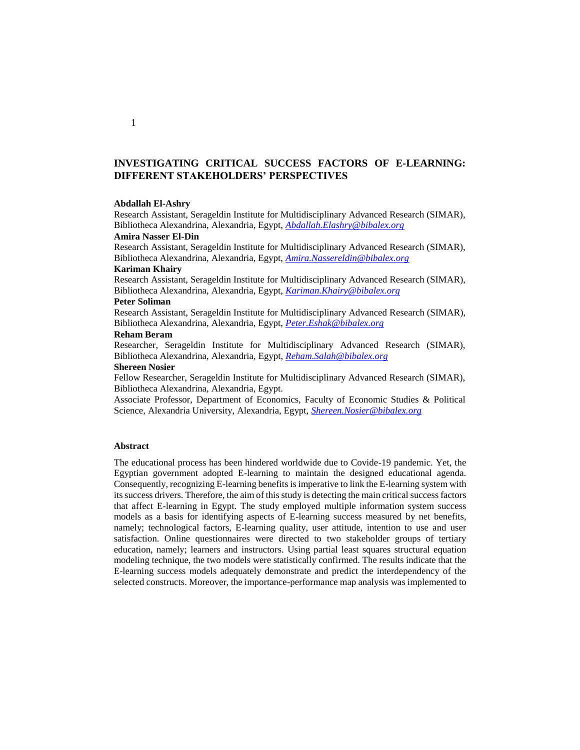# INVESTIGATING CRITICAL SUCCESS FACTORS OF E-LEARNING: DIFFERENT STAKEHOLDERS' PERSPECTIVES

**Abdallah El-Ashry**
Research Assistant, Serageldin Institute for Multidisciplinary Advanced Research (SIMAR), Bibliotheca Alexandrina, Alexandria, Egypt, *Abdallah.Elashry@bibalex.org*

**Amira Nasser El-Din**
Research Assistant, Serageldin Institute for Multidisciplinary Advanced Research (SIMAR), Bibliotheca Alexandrina, Alexandria, Egypt, *Amira.Nassereldin@bibalex.org*

**Kariman Khairy**
Research Assistant, Serageldin Institute for Multidisciplinary Advanced Research (SIMAR), Bibliotheca Alexandrina, Alexandria, Egypt, *Kariman.Khairy@bibalex.org*

**Peter Soliman**
Research Assistant, Serageldin Institute for Multidisciplinary Advanced Research (SIMAR), Bibliotheca Alexandrina, Alexandria, Egypt, *Peter.Eshak@bibalex.org*

**Reham Beram**
Researcher, Serageldin Institute for Multidisciplinary Advanced Research (SIMAR), Bibliotheca Alexandrina, Alexandria, Egypt, *Reham.Salah@bibalex.org*

**Shereen Nosier**
Fellow Researcher, Serageldin Institute for Multidisciplinary Advanced Research (SIMAR), Bibliotheca Alexandrina, Alexandria, Egypt.
Associate Professor, Department of Economics, Faculty of Economic Studies & Political Science, Alexandria University, Alexandria, Egypt, *Shereen.Nosier@bibalex.org*

## Abstract

The educational process has been hindered worldwide due to Covide-19 pandemic. Yet, the Egyptian government adopted E-learning to maintain the designed educational agenda. Consequently, recognizing E-learning benefits is imperative to link the E-learning system with its success drivers. Therefore, the aim of this study is detecting the main critical success factors that affect E-learning in Egypt. The study employed multiple information system success models as a basis for identifying aspects of E-learning success measured by net benefits, namely; technological factors, E-learning quality, user attitude, intention to use and user satisfaction. Online questionnaires were directed to two stakeholder groups of tertiary education, namely; learners and instructors. Using partial least squares structural equation modeling technique, the two models were statistically confirmed. The results indicate that the E-learning success models adequately demonstrate and predict the interdependency of the selected constructs. Moreover, the importance-performance map analysis was implemented to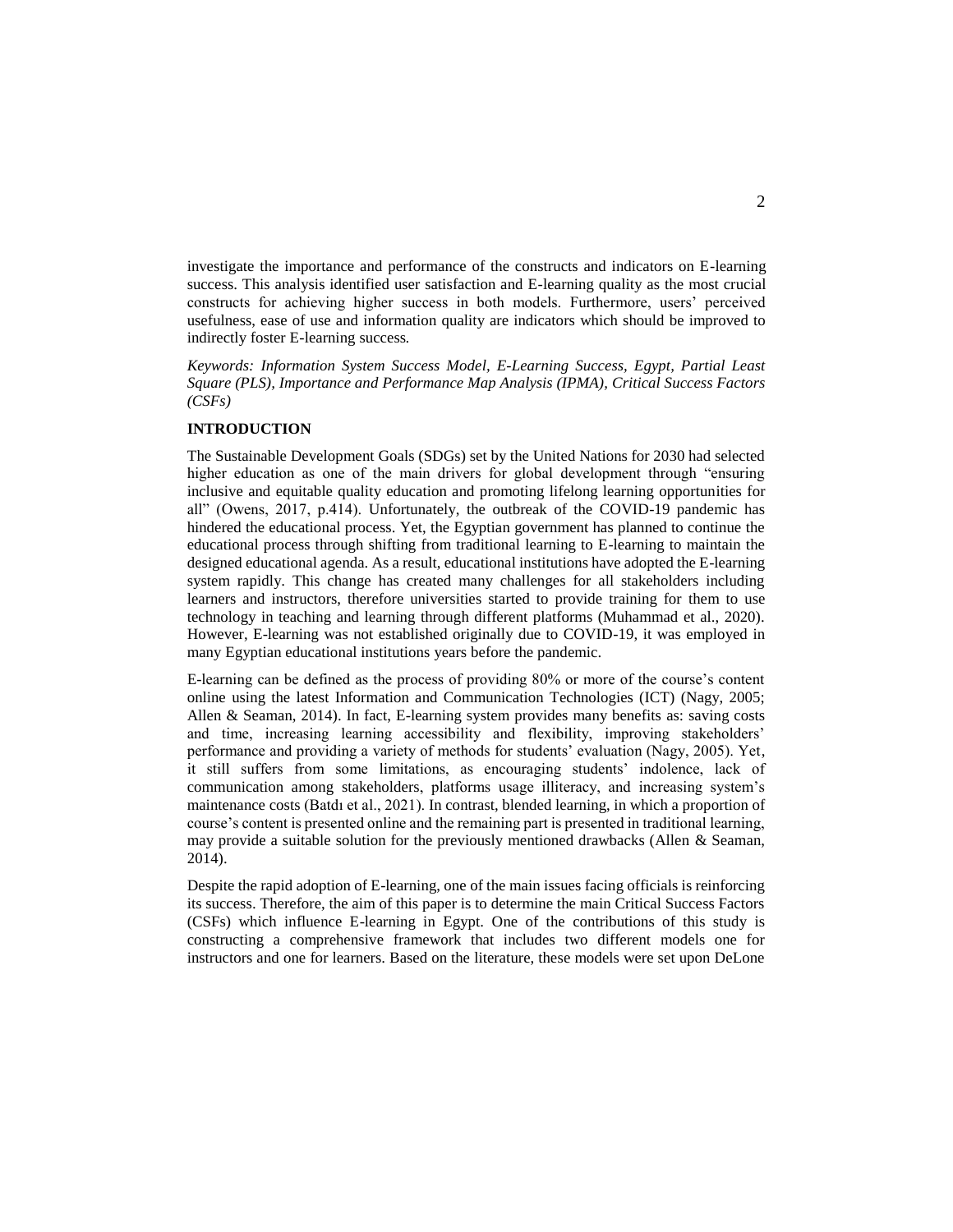investigate the importance and performance of the constructs and indicators on E-learning success. This analysis identified user satisfaction and E-learning quality as the most crucial constructs for achieving higher success in both models. Furthermore, users' perceived usefulness, ease of use and information quality are indicators which should be improved to indirectly foster E-learning success.

*Keywords: Information System Success Model, E-Learning Success, Egypt, Partial Least Square (PLS), Importance and Performance Map Analysis (IPMA), Critical Success Factors (CSFs)*

## INTRODUCTION

The Sustainable Development Goals (SDGs) set by the United Nations for 2030 had selected higher education as one of the main drivers for global development through "ensuring inclusive and equitable quality education and promoting lifelong learning opportunities for all" (Owens, 2017, p.414). Unfortunately, the outbreak of the COVID-19 pandemic has hindered the educational process. Yet, the Egyptian government has planned to continue the educational process through shifting from traditional learning to E-learning to maintain the designed educational agenda. As a result, educational institutions have adopted the E-learning system rapidly. This change has created many challenges for all stakeholders including learners and instructors, therefore universities started to provide training for them to use technology in teaching and learning through different platforms (Muhammad et al., 2020). However, E-learning was not established originally due to COVID-19, it was employed in many Egyptian educational institutions years before the pandemic.

E-learning can be defined as the process of providing 80% or more of the course's content online using the latest Information and Communication Technologies (ICT) (Nagy, 2005; Allen & Seaman, 2014). In fact, E-learning system provides many benefits as: saving costs and time, increasing learning accessibility and flexibility, improving stakeholders' performance and providing a variety of methods for students' evaluation (Nagy, 2005). Yet, it still suffers from some limitations, as encouraging students' indolence, lack of communication among stakeholders, platforms usage illiteracy, and increasing system's maintenance costs (Batdı et al., 2021). In contrast, blended learning, in which a proportion of course's content is presented online and the remaining part is presented in traditional learning, may provide a suitable solution for the previously mentioned drawbacks (Allen & Seaman, 2014).

Despite the rapid adoption of E-learning, one of the main issues facing officials is reinforcing its success. Therefore, the aim of this paper is to determine the main Critical Success Factors (CSFs) which influence E-learning in Egypt. One of the contributions of this study is constructing a comprehensive framework that includes two different models one for instructors and one for learners. Based on the literature, these models were set upon DeLone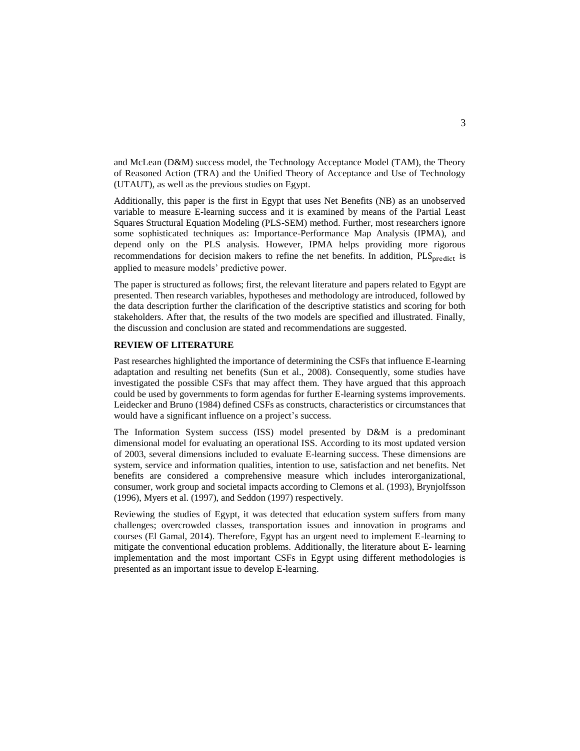and McLean (D&M) success model, the Technology Acceptance Model (TAM), the Theory of Reasoned Action (TRA) and the Unified Theory of Acceptance and Use of Technology (UTAUT), as well as the previous studies on Egypt.

Additionally, this paper is the first in Egypt that uses Net Benefits (NB) as an unobserved variable to measure E-learning success and it is examined by means of the Partial Least Squares Structural Equation Modeling (PLS-SEM) method. Further, most researchers ignore some sophisticated techniques as: Importance-Performance Map Analysis (IPMA), and depend only on the PLS analysis. However, IPMA helps providing more rigorous recommendations for decision makers to refine the net benefits. In addition, $\text{PLS}_{\text{predict}}$ is applied to measure models' predictive power.

The paper is structured as follows; first, the relevant literature and papers related to Egypt are presented. Then research variables, hypotheses and methodology are introduced, followed by the data description further the clarification of the descriptive statistics and scoring for both stakeholders. After that, the results of the two models are specified and illustrated. Finally, the discussion and conclusion are stated and recommendations are suggested.

## REVIEW OF LITERATURE

Past researches highlighted the importance of determining the CSFs that influence E-learning adaptation and resulting net benefits (Sun et al., 2008). Consequently, some studies have investigated the possible CSFs that may affect them. They have argued that this approach could be used by governments to form agendas for further E-learning systems improvements. Leidecker and Bruno (1984) defined CSFs as constructs, characteristics or circumstances that would have a significant influence on a project's success.

The Information System success (ISS) model presented by D&M is a predominant dimensional model for evaluating an operational ISS. According to its most updated version of 2003, several dimensions included to evaluate E-learning success. These dimensions are system, service and information qualities, intention to use, satisfaction and net benefits. Net benefits are considered a comprehensive measure which includes interorganizational, consumer, work group and societal impacts according to Clemons et al. (1993), Brynjolfsson (1996), Myers et al. (1997), and Seddon (1997) respectively.

Reviewing the studies of Egypt, it was detected that education system suffers from many challenges; overcrowded classes, transportation issues and innovation in programs and courses (El Gamal, 2014). Therefore, Egypt has an urgent need to implement E-learning to mitigate the conventional education problems. Additionally, the literature about E- learning implementation and the most important CSFs in Egypt using different methodologies is presented as an important issue to develop E-learning.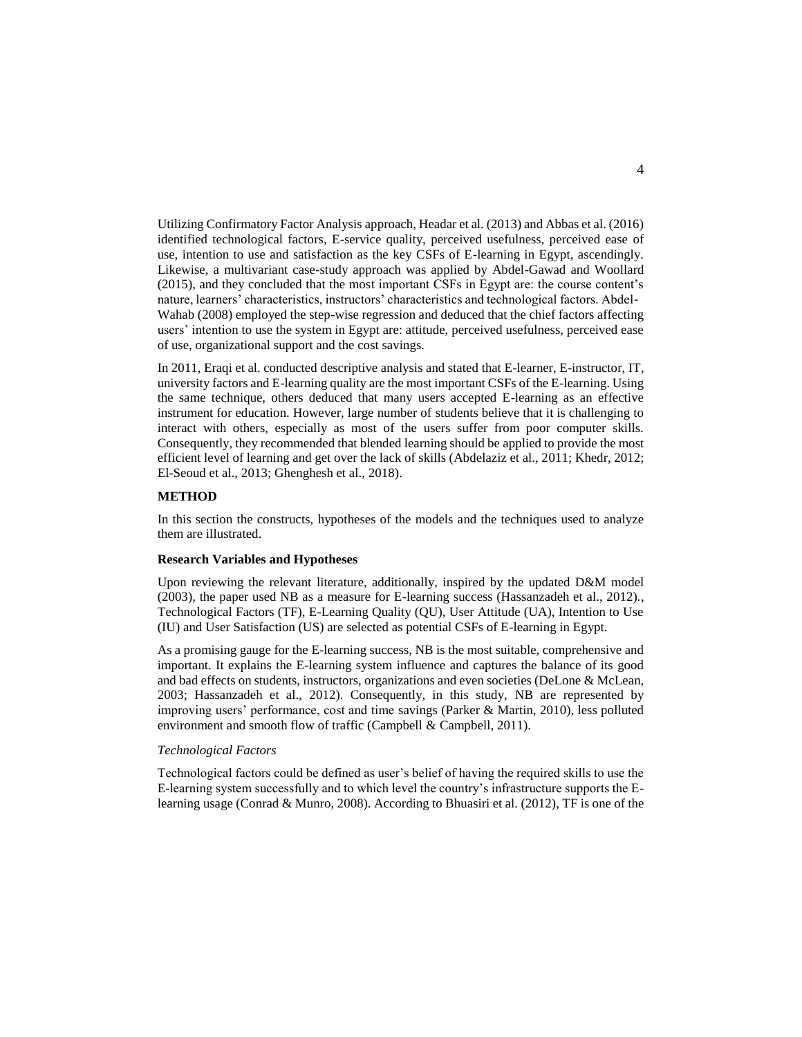Utilizing Confirmatory Factor Analysis approach, Headar et al. (2013) and Abbas et al. (2016) identified technological factors, E-service quality, perceived usefulness, perceived ease of use, intention to use and satisfaction as the key CSFs of E-learning in Egypt, ascendingly. Likewise, a multivariant case-study approach was applied by Abdel-Gawad and Woollard (2015), and they concluded that the most important CSFs in Egypt are: the course content's nature, learners' characteristics, instructors' characteristics and technological factors. Abdel-Wahab (2008) employed the step-wise regression and deduced that the chief factors affecting users' intention to use the system in Egypt are: attitude, perceived usefulness, perceived ease of use, organizational support and the cost savings.

In 2011, Eraqi et al. conducted descriptive analysis and stated that E-learner, E-instructor, IT, university factors and E-learning quality are the most important CSFs of the E-learning. Using the same technique, others deduced that many users accepted E-learning as an effective instrument for education. However, large number of students believe that it is challenging to interact with others, especially as most of the users suffer from poor computer skills. Consequently, they recommended that blended learning should be applied to provide the most efficient level of learning and get over the lack of skills (Abdelaziz et al., 2011; Khedr, 2012; El-Seoud et al., 2013; Ghenghesh et al., 2018).

## METHOD

In this section the constructs, hypotheses of the models and the techniques used to analyze them are illustrated.

### Research Variables and Hypotheses

Upon reviewing the relevant literature, additionally, inspired by the updated D&M model (2003), the paper used NB as a measure for E-learning success (Hassanzadeh et al., 2012)., Technological Factors (TF), E-Learning Quality (QU), User Attitude (UA), Intention to Use (IU) and User Satisfaction (US) are selected as potential CSFs of E-learning in Egypt.

As a promising gauge for the E-learning success, NB is the most suitable, comprehensive and important. It explains the E-learning system influence and captures the balance of its good and bad effects on students, instructors, organizations and even societies (DeLone & McLean, 2003; Hassanzadeh et al., 2012). Consequently, in this study, NB are represented by improving users' performance, cost and time savings (Parker & Martin, 2010), less polluted environment and smooth flow of traffic (Campbell & Campbell, 2011).

#### *Technological Factors*

Technological factors could be defined as user's belief of having the required skills to use the E-learning system successfully and to which level the country's infrastructure supports the E-learning usage (Conrad & Munro, 2008). According to Bhuasiri et al. (2012), TF is one of the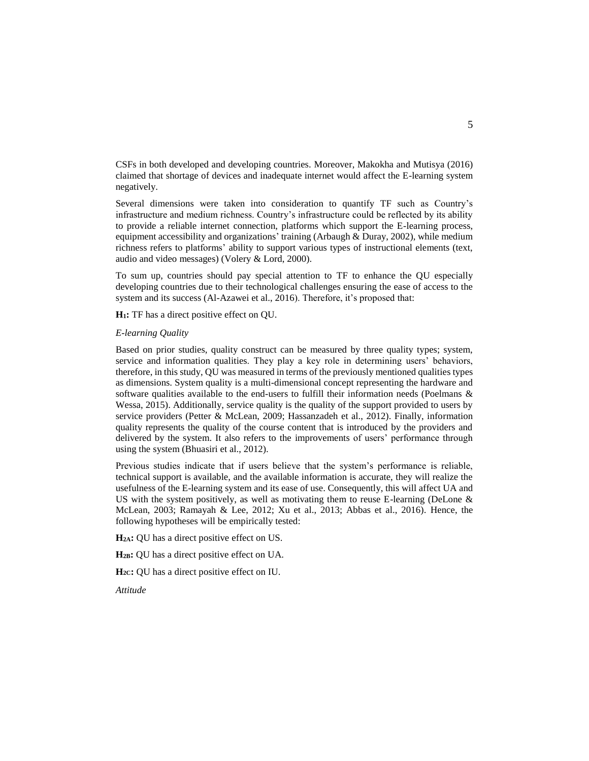CSFs in both developed and developing countries. Moreover, Makokha and Mutisya (2016) claimed that shortage of devices and inadequate internet would affect the E-learning system negatively.

Several dimensions were taken into consideration to quantify TF such as Country's infrastructure and medium richness. Country's infrastructure could be reflected by its ability to provide a reliable internet connection, platforms which support the E-learning process, equipment accessibility and organizations' training (Arbaugh & Duray, 2002), while medium richness refers to platforms' ability to support various types of instructional elements (text, audio and video messages) (Volery & Lord, 2000).

To sum up, countries should pay special attention to TF to enhance the QU especially developing countries due to their technological challenges ensuring the ease of access to the system and its success (Al-Azawei et al., 2016). Therefore, it's proposed that:

**$H_1$:** TF has a direct positive effect on QU.

*E-learning Quality*

Based on prior studies, quality construct can be measured by three quality types; system, service and information qualities. They play a key role in determining users' behaviors, therefore, in this study, QU was measured in terms of the previously mentioned qualities types as dimensions. System quality is a multi-dimensional concept representing the hardware and software qualities available to the end-users to fulfill their information needs (Poelmans & Wessa, 2015). Additionally, service quality is the quality of the support provided to users by service providers (Petter & McLean, 2009; Hassanzadeh et al., 2012). Finally, information quality represents the quality of the course content that is introduced by the providers and delivered by the system. It also refers to the improvements of users' performance through using the system (Bhuasiri et al., 2012).

Previous studies indicate that if users believe that the system's performance is reliable, technical support is available, and the available information is accurate, they will realize the usefulness of the E-learning system and its ease of use. Consequently, this will affect UA and US with the system positively, as well as motivating them to reuse E-learning (DeLone & McLean, 2003; Ramayah & Lee, 2012; Xu et al., 2013; Abbas et al., 2016). Hence, the following hypotheses will be empirically tested:

**$H_{2A}$:** QU has a direct positive effect on US.

**$H_{2B}$:** QU has a direct positive effect on UA.

**$H_{2C}$:** QU has a direct positive effect on IU.

*Attitude*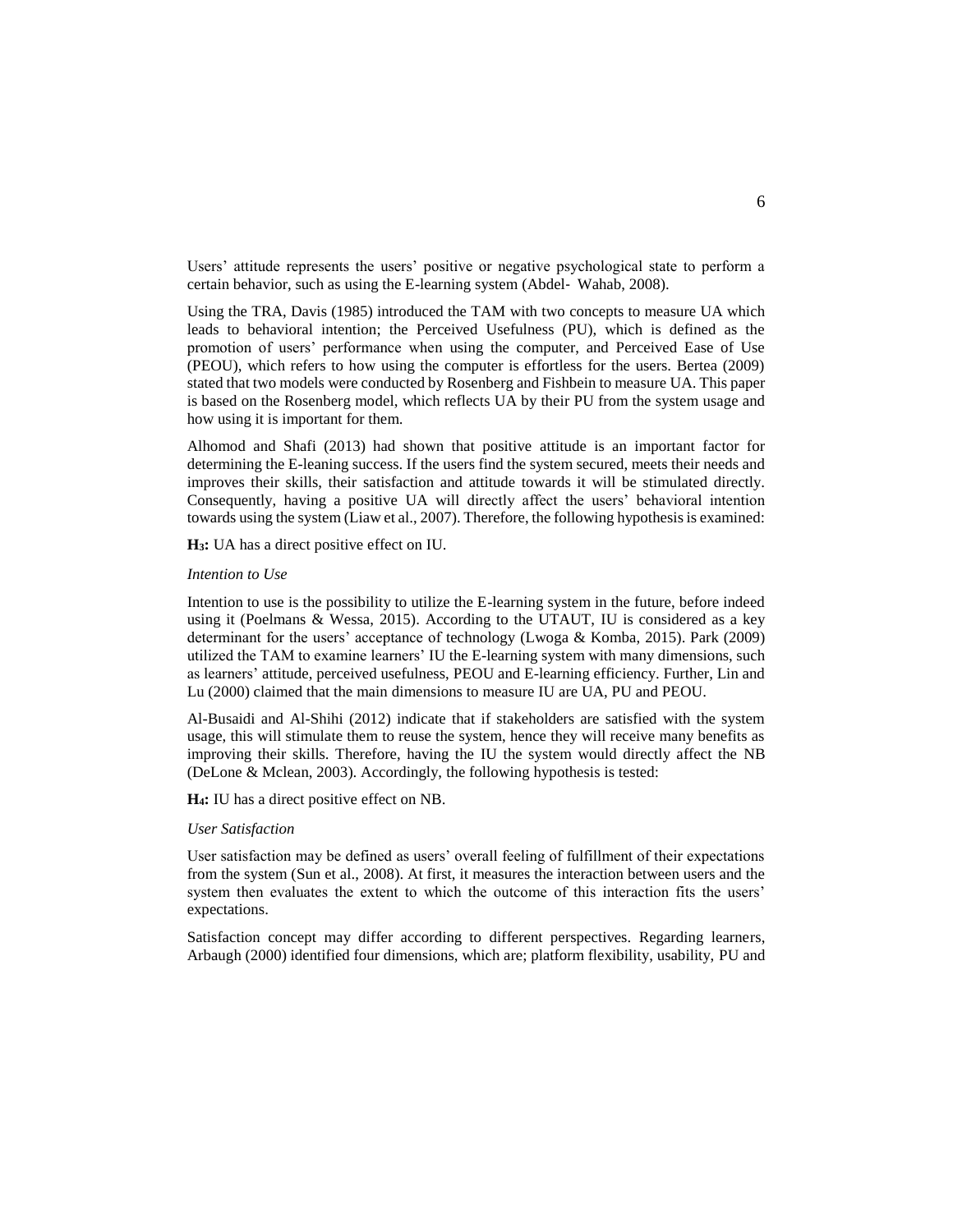Users' attitude represents the users' positive or negative psychological state to perform a certain behavior, such as using the E-learning system (Abdel- Wahab, 2008).

Using the TRA, Davis (1985) introduced the TAM with two concepts to measure UA which leads to behavioral intention; the Perceived Usefulness (PU), which is defined as the promotion of users' performance when using the computer, and Perceived Ease of Use (PEOU), which refers to how using the computer is effortless for the users. Bertea (2009) stated that two models were conducted by Rosenberg and Fishbein to measure UA. This paper is based on the Rosenberg model, which reflects UA by their PU from the system usage and how using it is important for them.

Alhomod and Shafi (2013) had shown that positive attitude is an important factor for determining the E-leaning success. If the users find the system secured, meets their needs and improves their skills, their satisfaction and attitude towards it will be stimulated directly. Consequently, having a positive UA will directly affect the users' behavioral intention towards using the system (Liaw et al., 2007). Therefore, the following hypothesis is examined:

**$H_3$:** UA has a direct positive effect on IU.

*Intention to Use*

Intention to use is the possibility to utilize the E-learning system in the future, before indeed using it (Poelmans & Wessa, 2015). According to the UTAUT, IU is considered as a key determinant for the users' acceptance of technology (Lwoga & Komba, 2015). Park (2009) utilized the TAM to examine learners' IU the E-learning system with many dimensions, such as learners' attitude, perceived usefulness, PEOU and E-learning efficiency. Further, Lin and Lu (2000) claimed that the main dimensions to measure IU are UA, PU and PEOU.

Al-Busaidi and Al-Shihi (2012) indicate that if stakeholders are satisfied with the system usage, this will stimulate them to reuse the system, hence they will receive many benefits as improving their skills. Therefore, having the IU the system would directly affect the NB (DeLone & Mclean, 2003). Accordingly, the following hypothesis is tested:

**$H_4$:** IU has a direct positive effect on NB.

*User Satisfaction*

User satisfaction may be defined as users' overall feeling of fulfillment of their expectations from the system (Sun et al., 2008). At first, it measures the interaction between users and the system then evaluates the extent to which the outcome of this interaction fits the users' expectations.

Satisfaction concept may differ according to different perspectives. Regarding learners, Arbaugh (2000) identified four dimensions, which are; platform flexibility, usability, PU and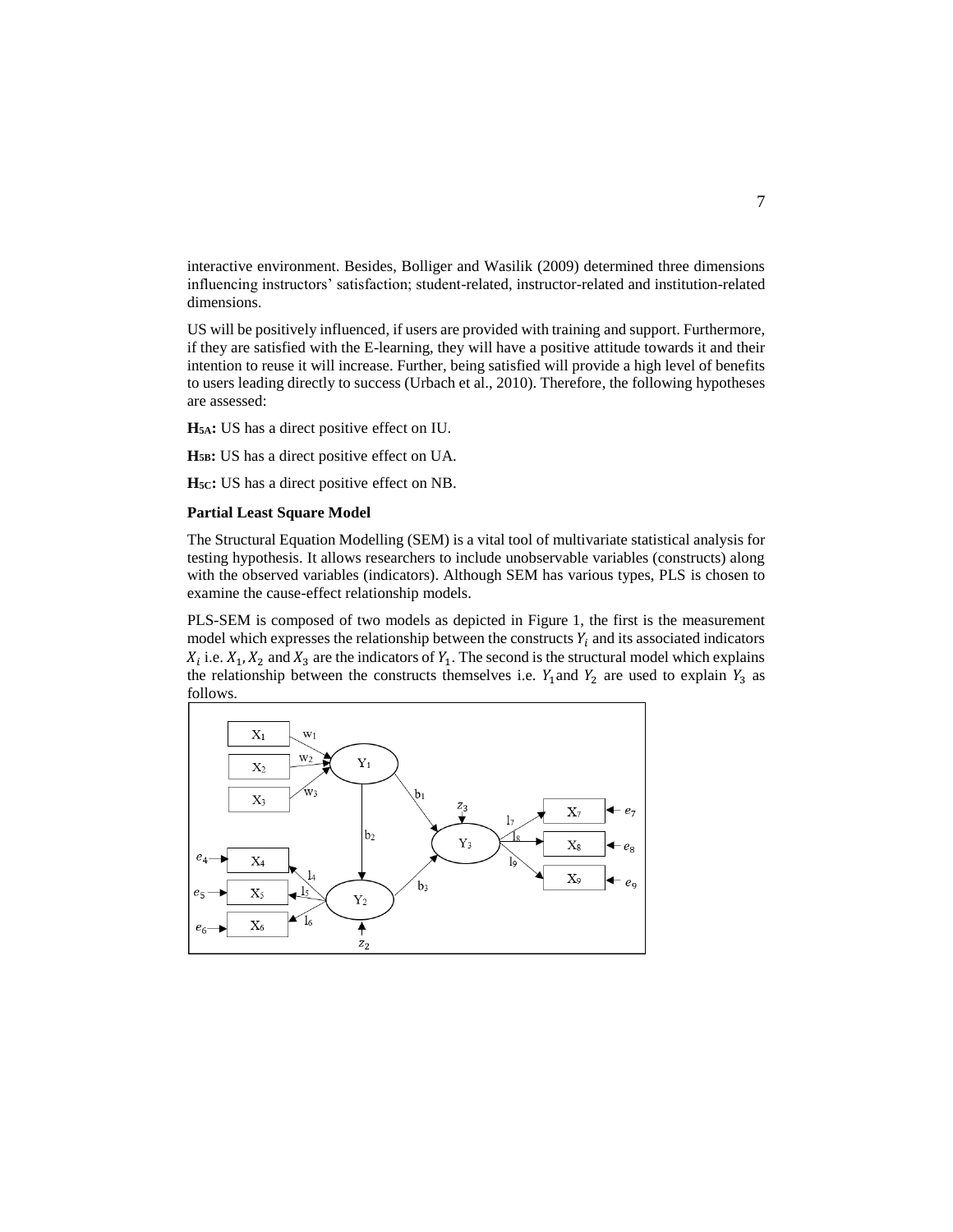interactive environment. Besides, Bolliger and Wasilik (2009) determined three dimensions influencing instructors' satisfaction; student-related, instructor-related and institution-related dimensions.

US will be positively influenced, if users are provided with training and support. Furthermore, if they are satisfied with the E-learning, they will have a positive attitude towards it and their intention to reuse it will increase. Further, being satisfied will provide a high level of benefits to users leading directly to success (Urbach et al., 2010). Therefore, the following hypotheses are assessed:

**$H_{5A}$:** US has a direct positive effect on IU.

**$H_{5B}$:** US has a direct positive effect on UA.

**$H_{5C}$:** US has a direct positive effect on NB.

### Partial Least Square Model

The Structural Equation Modelling (SEM) is a vital tool of multivariate statistical analysis for testing hypothesis. It allows researchers to include unobservable variables (constructs) along with the observed variables (indicators). Although SEM has various types, PLS is chosen to examine the cause-effect relationship models.

PLS-SEM is composed of two models as depicted in Figure 1, the first is the measurement model which expresses the relationship between the constructs $Y_i$ and its associated indicators $X_i$ i.e. $X_1$, $X_2$ and $X_3$ are the indicators of $Y_1$. The second is the structural model which explains the relationship between the constructs themselves i.e. $Y_1$ and $Y_2$ are used to explain $Y_3$ as follows.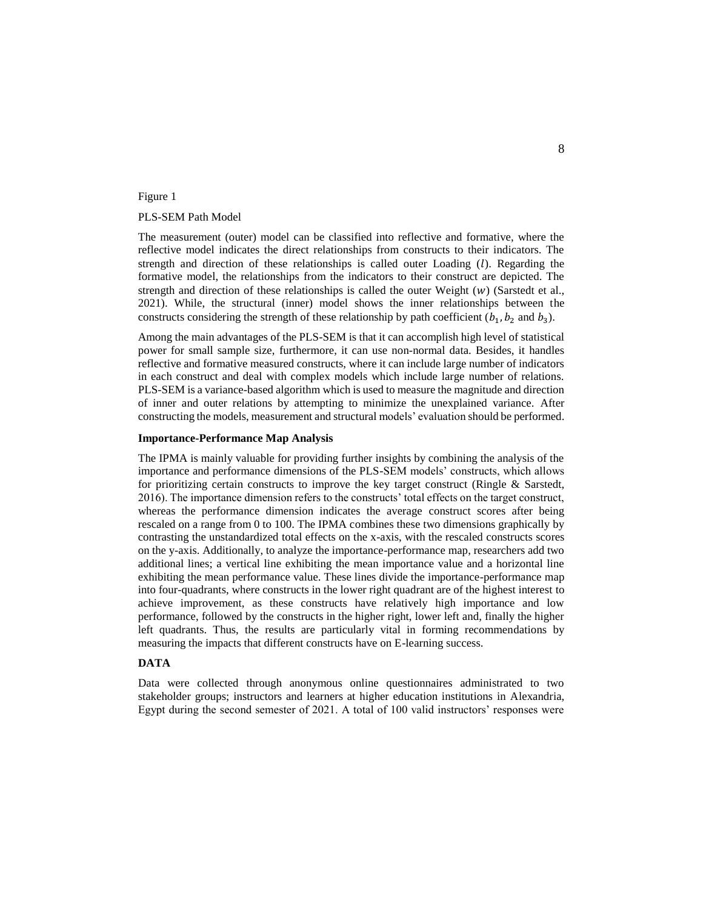Figure 1

PLS-SEM Path Model

The measurement (outer) model can be classified into reflective and formative, where the reflective model indicates the direct relationships from constructs to their indicators. The strength and direction of these relationships is called outer Loading ($l$). Regarding the formative model, the relationships from the indicators to their construct are depicted. The strength and direction of these relationships is called the outer Weight ($w$) (Sarstedt et al., 2021). While, the structural (inner) model shows the inner relationships between the constructs considering the strength of these relationship by path coefficient ($b_1, b_2$ and $b_3$).

Among the main advantages of the PLS-SEM is that it can accomplish high level of statistical power for small sample size, furthermore, it can use non-normal data. Besides, it handles reflective and formative measured constructs, where it can include large number of indicators in each construct and deal with complex models which include large number of relations. PLS-SEM is a variance-based algorithm which is used to measure the magnitude and direction of inner and outer relations by attempting to minimize the unexplained variance. After constructing the models, measurement and structural models' evaluation should be performed.

### Importance-Performance Map Analysis

The IPMA is mainly valuable for providing further insights by combining the analysis of the importance and performance dimensions of the PLS-SEM models' constructs, which allows for prioritizing certain constructs to improve the key target construct (Ringle & Sarstedt, 2016). The importance dimension refers to the constructs' total effects on the target construct, whereas the performance dimension indicates the average construct scores after being rescaled on a range from 0 to 100. The IPMA combines these two dimensions graphically by contrasting the unstandardized total effects on the x-axis, with the rescaled constructs scores on the y-axis. Additionally, to analyze the importance-performance map, researchers add two additional lines; a vertical line exhibiting the mean importance value and a horizontal line exhibiting the mean performance value. These lines divide the importance-performance map into four-quadrants, where constructs in the lower right quadrant are of the highest interest to achieve improvement, as these constructs have relatively high importance and low performance, followed by the constructs in the higher right, lower left and, finally the higher left quadrants. Thus, the results are particularly vital in forming recommendations by measuring the impacts that different constructs have on E-learning success.

## DATA

Data were collected through anonymous online questionnaires administrated to two stakeholder groups; instructors and learners at higher education institutions in Alexandria, Egypt during the second semester of 2021. A total of 100 valid instructors' responses were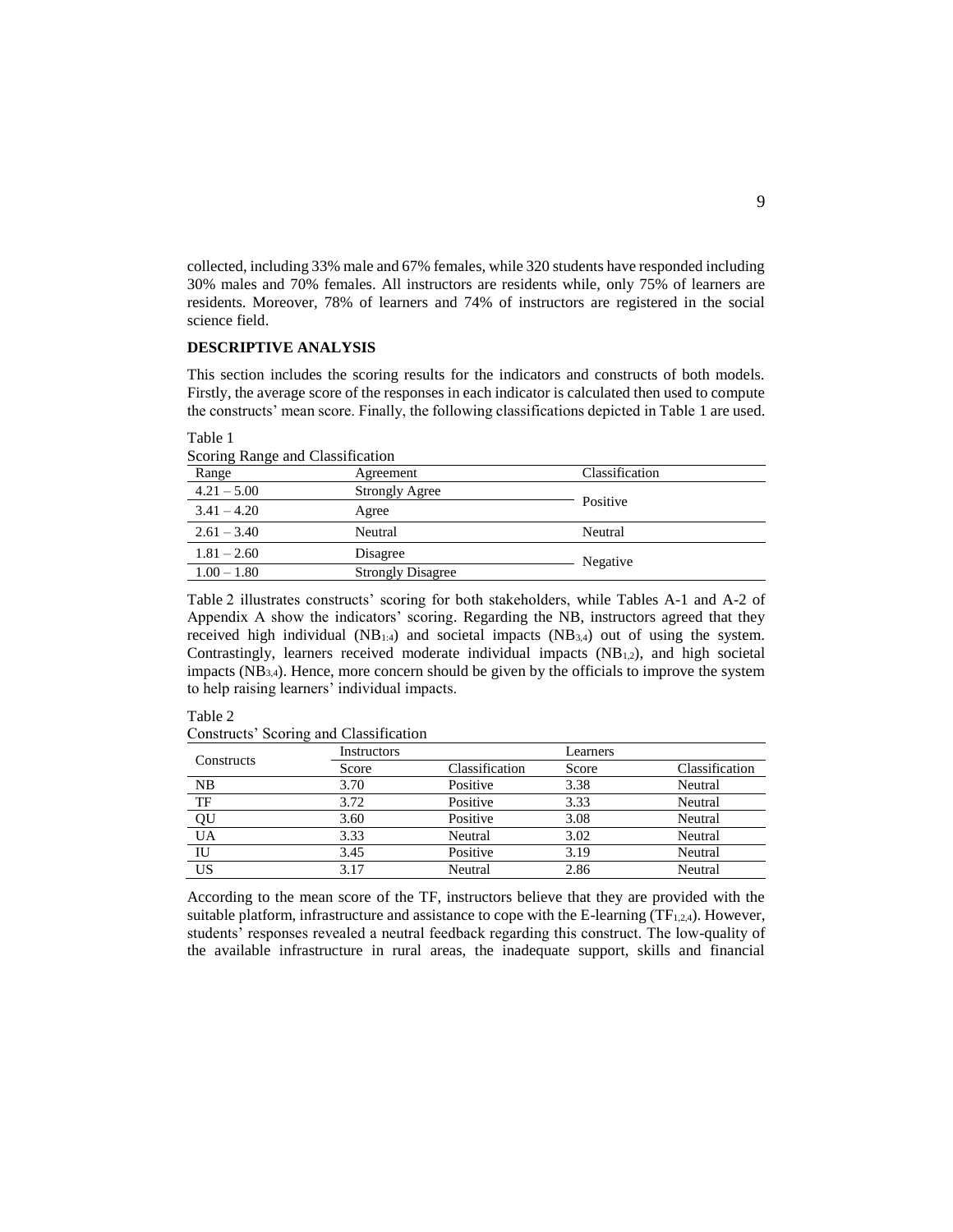collected, including 33% male and 67% females, while 320 students have responded including 30% males and 70% females. All instructors are residents while, only 75% of learners are residents. Moreover, 78% of learners and 74% of instructors are registered in the social science field.

## DESCRIPTIVE ANALYSIS

This section includes the scoring results for the indicators and constructs of both models. Firstly, the average score of the responses in each indicator is calculated then used to compute the constructs' mean score. Finally, the following classifications depicted in Table 1 are used.

Table 1

Scoring Range and Classification

| Range | Agreement | Classification |
|---|---|---|
| 4.21 – 5.00 | Strongly Agree | Positive |
| 3.41 – 4.20 | Agree | |
| 2.61 – 3.40 | Neutral | Neutral |
| 1.81 – 2.60 | Disagree | Negative |
| 1.00 – 1.80 | Strongly Disagree | |

Table 2 illustrates constructs' scoring for both stakeholders, while Tables A-1 and A-2 of Appendix A show the indicators' scoring. Regarding the NB, instructors agreed that they received high individual ($NB_{1:4}$) and societal impacts ($NB_{3,4}$) out of using the system. Contrastingly, learners received moderate individual impacts ($NB_{1,2}$), and high societal impacts ($NB_{3,4}$). Hence, more concern should be given by the officials to improve the system to help raising learners' individual impacts.

Table 2

Constructs' Scoring and Classification

| Constructs | Instructors | | Learners | |
|---|---|---|---|---|
| | Score | Classification | Score | Classification |
| NB | 3.70 | Positive | 3.38 | Neutral |
| TF | 3.72 | Positive | 3.33 | Neutral |
| QU | 3.60 | Positive | 3.08 | Neutral |
| UA | 3.33 | Neutral | 3.02 | Neutral |
| IU | 3.45 | Positive | 3.19 | Neutral |
| US | 3.17 | Neutral | 2.86 | Neutral |

According to the mean score of the TF, instructors believe that they are provided with the suitable platform, infrastructure and assistance to cope with the E-learning ($TF_{1,2,4}$). However, students' responses revealed a neutral feedback regarding this construct. The low-quality of the available infrastructure in rural areas, the inadequate support, skills and financial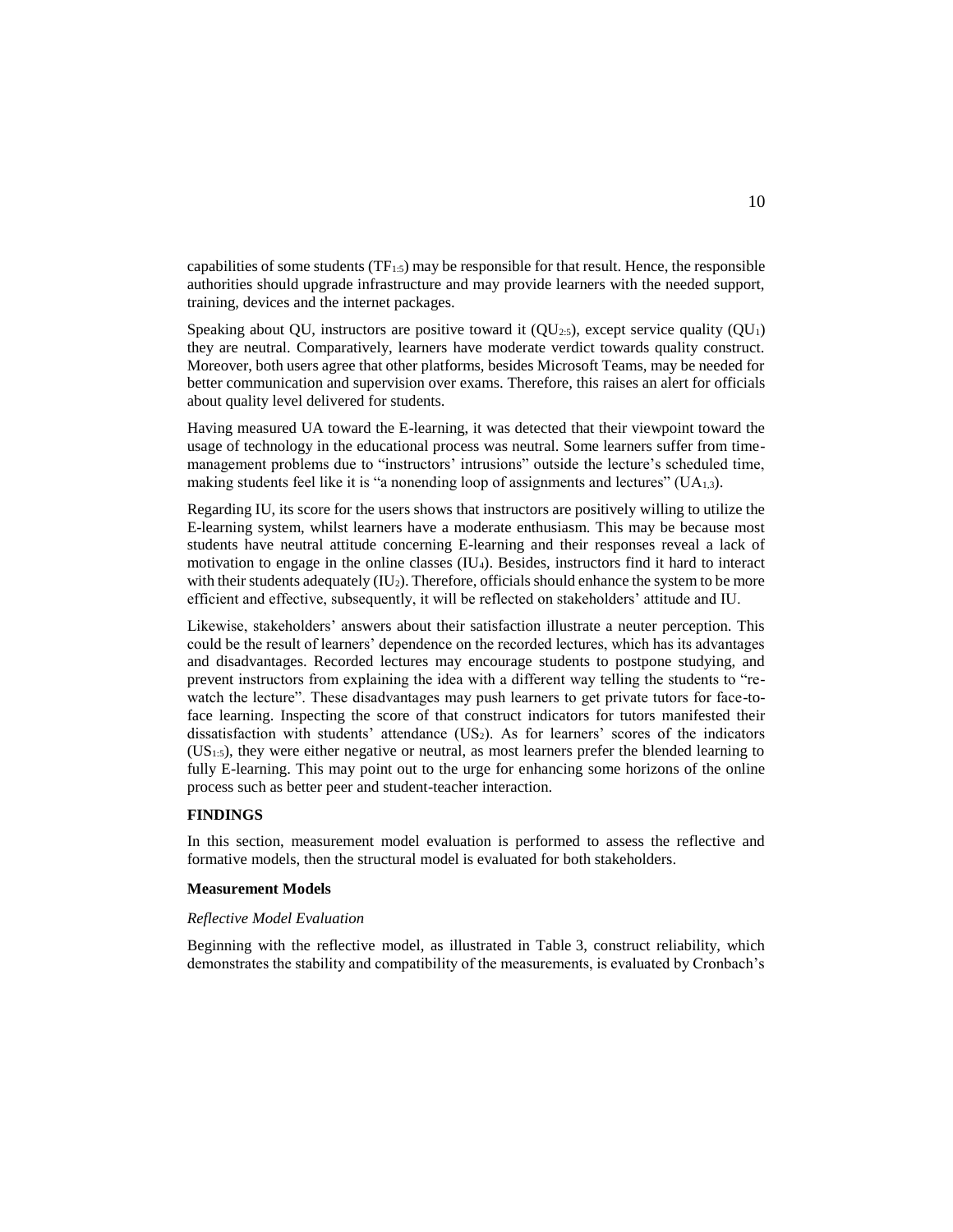capabilities of some students ($TF_{1:5}$) may be responsible for that result. Hence, the responsible authorities should upgrade infrastructure and may provide learners with the needed support, training, devices and the internet packages.

Speaking about QU, instructors are positive toward it ($QU_{2:5}$), except service quality ($QU_1$) they are neutral. Comparatively, learners have moderate verdict towards quality construct. Moreover, both users agree that other platforms, besides Microsoft Teams, may be needed for better communication and supervision over exams. Therefore, this raises an alert for officials about quality level delivered for students.

Having measured UA toward the E-learning, it was detected that their viewpoint toward the usage of technology in the educational process was neutral. Some learners suffer from time-management problems due to "instructors' intrusions" outside the lecture's scheduled time, making students feel like it is "a nonending loop of assignments and lectures" ($UA_{1,3}$).

Regarding IU, its score for the users shows that instructors are positively willing to utilize the E-learning system, whilst learners have a moderate enthusiasm. This may be because most students have neutral attitude concerning E-learning and their responses reveal a lack of motivation to engage in the online classes ($IU_4$). Besides, instructors find it hard to interact with their students adequately ($IU_2$). Therefore, officials should enhance the system to be more efficient and effective, subsequently, it will be reflected on stakeholders' attitude and IU.

Likewise, stakeholders' answers about their satisfaction illustrate a neuter perception. This could be the result of learners' dependence on the recorded lectures, which has its advantages and disadvantages. Recorded lectures may encourage students to postpone studying, and prevent instructors from explaining the idea with a different way telling the students to "re-watch the lecture". These disadvantages may push learners to get private tutors for face-to-face learning. Inspecting the score of that construct indicators for tutors manifested their dissatisfaction with students' attendance ($US_2$). As for learners' scores of the indicators ($US_{1:5}$), they were either negative or neutral, as most learners prefer the blended learning to fully E-learning. This may point out to the urge for enhancing some horizons of the online process such as better peer and student-teacher interaction.

## FINDINGS

In this section, measurement model evaluation is performed to assess the reflective and formative models, then the structural model is evaluated for both stakeholders.

### Measurement Models

#### *Reflective Model Evaluation*

Beginning with the reflective model, as illustrated in Table 3, construct reliability, which demonstrates the stability and compatibility of the measurements, is evaluated by Cronbach's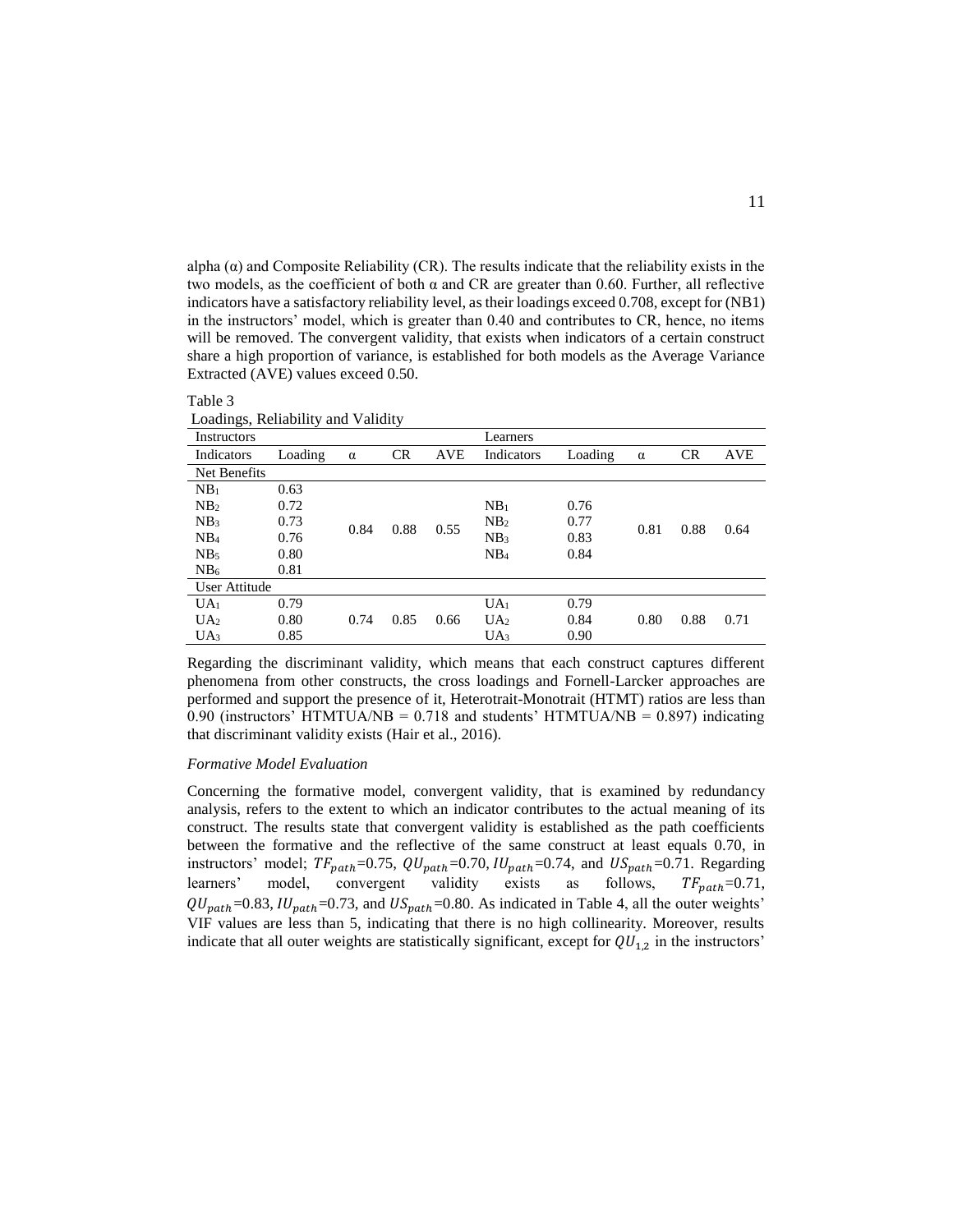alpha (α) and Composite Reliability (CR). The results indicate that the reliability exists in the two models, as the coefficient of both α and CR are greater than 0.60. Further, all reflective indicators have a satisfactory reliability level, as their loadings exceed 0.708, except for (NB1) in the instructors' model, which is greater than 0.40 and contributes to CR, hence, no items will be removed. The convergent validity, that exists when indicators of a certain construct share a high proportion of variance, is established for both models as the Average Variance Extracted (AVE) values exceed 0.50.

Table 3
Loadings, Reliability and Validity

| Instructors | | | | | Learners | | | | |
|---|---|---|---|---|---|---|---|---|---|
| Indicators | Loading | α | CR | AVE | Indicators | Loading | α | CR | AVE |
| Net Benefits | | | | | | | | | |
| $NB_1$ | 0.63 | 0.84 | 0.88 | 0.55 | $NB_1$ | 0.76 | 0.81 | 0.88 | 0.64 |
| $NB_2$ | 0.72 | | | | $NB_2$ | 0.77 | | | |
| $NB_3$ | 0.73 | | | | $NB_3$ | 0.83 | | | |
| $NB_4$ | 0.76 | | | | $NB_4$ | 0.84 | | | |
| $NB_5$ | 0.80 | | | | | | | | |
| $NB_6$ | 0.81 | | | | | | | | |
| User Attitude | | | | | | | | | |
| $UA_1$ | 0.79 | 0.74 | 0.85 | 0.66 | $UA_1$ | 0.79 | 0.80 | 0.88 | 0.71 |
| $UA_2$ | 0.80 | | | | $UA_2$ | 0.84 | | | |
| $UA_3$ | 0.85 | | | | $UA_3$ | 0.90 | | | |

Regarding the discriminant validity, which means that each construct captures different phenomena from other constructs, the cross loadings and Fornell-Larcker approaches are performed and support the presence of it, Heterotrait-Monotrait (HTMT) ratios are less than 0.90 (instructors' HTMTUA/NB = 0.718 and students' HTMTUA/NB = 0.897) indicating that discriminant validity exists (Hair et al., 2016).

*Formative Model Evaluation*

Concerning the formative model, convergent validity, that is examined by redundancy analysis, refers to the extent to which an indicator contributes to the actual meaning of its construct. The results state that convergent validity is established as the path coefficients between the formative and the reflective of the same construct at least equals 0.70, in instructors' model; $TF_{path}$=0.75, $QU_{path}$=0.70, $IU_{path}$=0.74, and $US_{path}$=0.71. Regarding learners' model, convergent validity exists as follows, $TF_{path}$=0.71, $QU_{path}$=0.83, $IU_{path}$=0.73, and $US_{path}$=0.80. As indicated in Table 4, all the outer weights' VIF values are less than 5, indicating that there is no high collinearity. Moreover, results indicate that all outer weights are statistically significant, except for $QU_{1,2}$ in the instructors'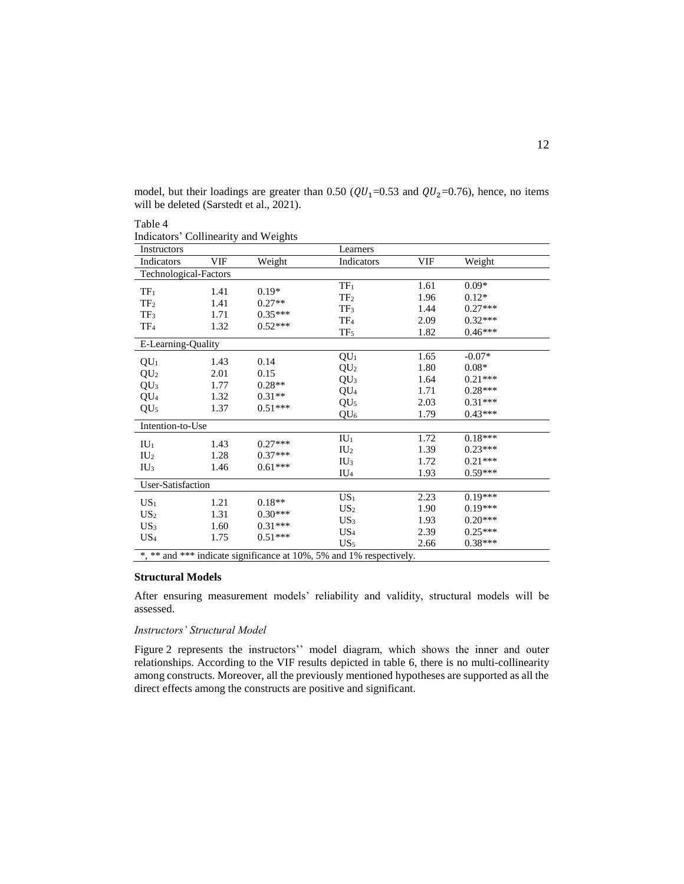model, but their loadings are greater than 0.50 ($QU_1$=0.53 and $QU_2$=0.76), hence, no items will be deleted (Sarstedt et al., 2021).

Table 4
Indicators' Collinearity and Weights

| Instructors | | | Learners | | |
|---|---|---|---|---|---|
| Indicators | VIF | Weight | Indicators | VIF | Weight |
| **Technological-Factors** | | | | | |
| $TF_1$ | 1.41 | 0.19* | $TF_1$ | 1.61 | 0.09* |
| $TF_2$ | 1.41 | 0.27** | $TF_2$ | 1.96 | 0.12* |
| $TF_3$ | 1.71 | 0.35*** | $TF_3$ | 1.44 | 0.27*** |
| $TF_4$ | 1.32 | 0.52*** | $TF_4$ | 2.09 | 0.32*** |
| | | | $TF_5$ | 1.82 | 0.46*** |
| **E-Learning-Quality** | | | | | |
| $QU_1$ | 1.43 | 0.14 | $QU_1$ | 1.65 | -0.07* |
| $QU_2$ | 2.01 | 0.15 | $QU_2$ | 1.80 | 0.08* |
| $QU_3$ | 1.77 | 0.28** | $QU_3$ | 1.64 | 0.21*** |
| $QU_4$ | 1.32 | 0.31** | $QU_4$ | 1.71 | 0.28*** |
| $QU_5$ | 1.37 | 0.51*** | $QU_5$ | 2.03 | 0.31*** |
| | | | $QU_6$ | 1.79 | 0.43*** |
| **Intention-to-Use** | | | | | |
| $IU_1$ | 1.43 | 0.27*** | $IU_1$ | 1.72 | 0.18*** |
| $IU_2$ | 1.28 | 0.37*** | $IU_2$ | 1.39 | 0.23*** |
| $IU_3$ | 1.46 | 0.61*** | $IU_3$ | 1.72 | 0.21*** |
| | | | $IU_4$ | 1.93 | 0.59*** |
| **User-Satisfaction** | | | | | |
| $US_1$ | 1.21 | 0.18** | $US_1$ | 2.23 | 0.19*** |
| $US_2$ | 1.31 | 0.30*** | $US_2$ | 1.90 | 0.19*** |
| $US_3$ | 1.60 | 0.31*** | $US_3$ | 1.93 | 0.20*** |
| $US_4$ | 1.75 | 0.51*** | $US_4$ | 2.39 | 0.25*** |
| | | | $US_5$ | 2.66 | 0.38*** |

*, ** and *** indicate significance at 10%, 5% and 1% respectively.

### Structural Models

After ensuring measurement models' reliability and validity, structural models will be assessed.

#### *Instructors' Structural Model*

Figure 2 represents the instructors'' model diagram, which shows the inner and outer relationships. According to the VIF results depicted in table 6, there is no multi-collinearity among constructs. Moreover, all the previously mentioned hypotheses are supported as all the direct effects among the constructs are positive and significant.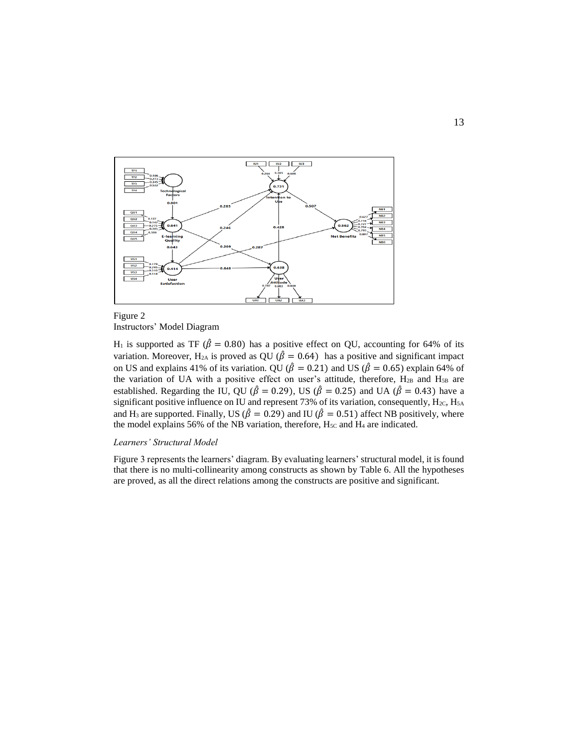Figure 2
Instructors' Model Diagram

$H_1$ is supported as TF ($\hat{\beta} = 0.80$) has a positive effect on QU, accounting for 64% of its variation. Moreover, $H_{2A}$ is proved as QU ($\hat{\beta} = 0.64$) has a positive and significant impact on US and explains 41% of its variation. QU ($\hat{\beta} = 0.21$) and US ($\hat{\beta} = 0.65$) explain 64% of the variation of UA with a positive effect on user's attitude, therefore, $H_{2B}$ and $H_{5B}$ are established. Regarding the IU, QU ($\hat{\beta} = 0.29$), US ($\hat{\beta} = 0.25$) and UA ($\hat{\beta} = 0.43$) have a significant positive influence on IU and represent 73% of its variation, consequently, $H_{2C}$, $H_{5A}$ and $H_3$ are supported. Finally, US ($\hat{\beta} = 0.29$) and IU ($\hat{\beta} = 0.51$) affect NB positively, where the model explains 56% of the NB variation, therefore, $H_{5C}$ and $H_4$ are indicated.

### *Learners' Structural Model*

Figure 3 represents the learners' diagram. By evaluating learners' structural model, it is found that there is no multi-collinearity among constructs as shown by Table 6. All the hypotheses are proved, as all the direct relations among the constructs are positive and significant.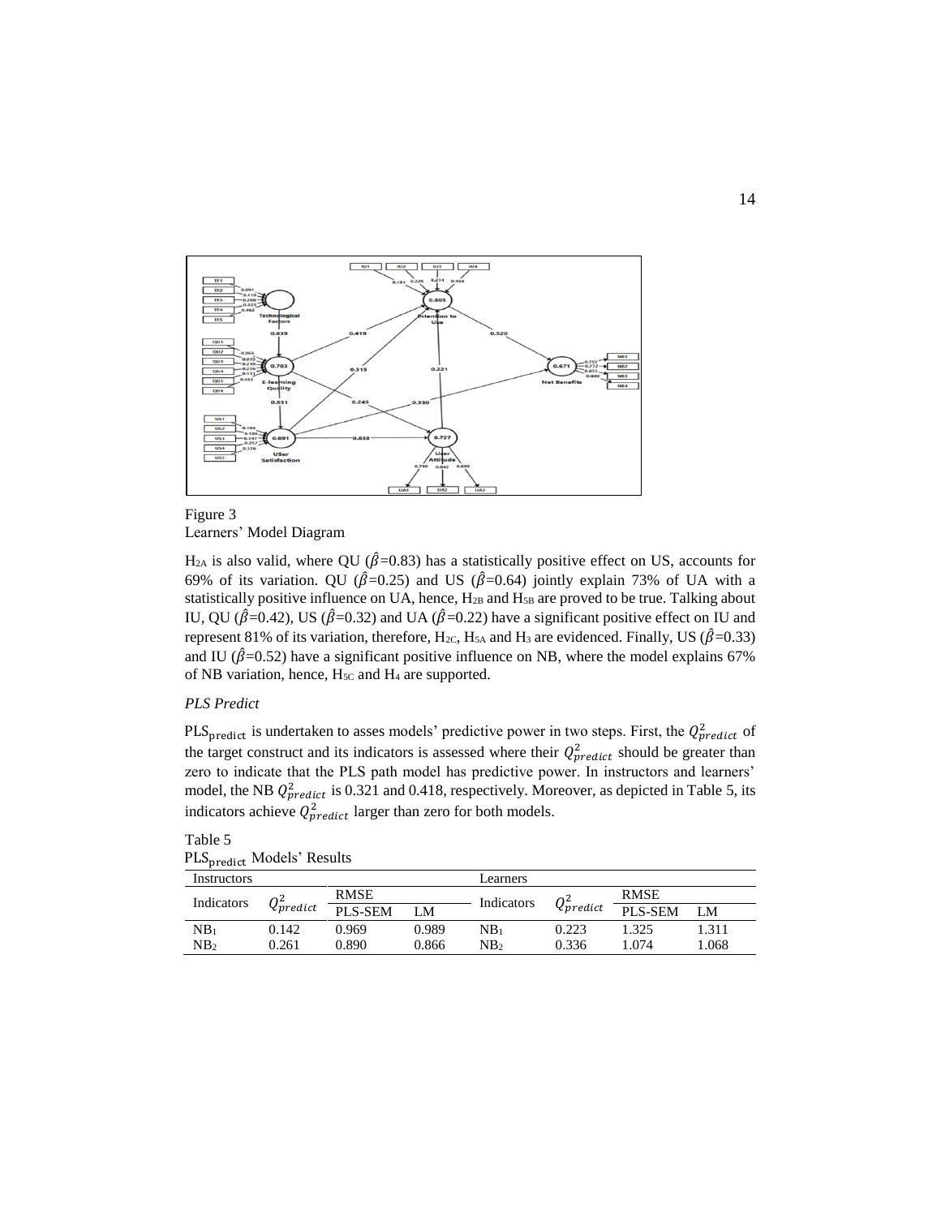Figure 3
Learners' Model Diagram

$H_{2A}$ is also valid, where QU ($\hat{\beta}$=0.83) has a statistically positive effect on US, accounts for 69% of its variation. QU ($\hat{\beta}$=0.25) and US ($\hat{\beta}$=0.64) jointly explain 73% of UA with a statistically positive influence on UA, hence, $H_{2B}$ and $H_{5B}$ are proved to be true. Talking about IU, QU ($\hat{\beta}$=0.42), US ($\hat{\beta}$=0.32) and UA ($\hat{\beta}$=0.22) have a significant positive effect on IU and represent 81% of its variation, therefore, $H_{2C}$, $H_{5A}$ and $H_3$ are evidenced. Finally, US ($\hat{\beta}$=0.33) and IU ($\hat{\beta}$=0.52) have a significant positive influence on NB, where the model explains 67% of NB variation, hence, $H_{5C}$ and $H_4$ are supported.

*PLS Predict*

$\text{PLS}_{\text{predict}}$ is undertaken to asses models' predictive power in two steps. First, the $Q^2_{predict}$ of the target construct and its indicators is assessed where their $Q^2_{predict}$ should be greater than zero to indicate that the PLS path model has predictive power. In instructors and learners' model, the NB $Q^2_{predict}$ is 0.321 and 0.418, respectively. Moreover, as depicted in Table 5, its indicators achieve $Q^2_{predict}$ larger than zero for both models.

Table 5
$\text{PLS}_{\text{predict}}$ Models' Results

| Instructors | | | | Learners | | | |
|---|---|---|---|---|---|---|---|
| Indicators | $Q^2_{predict}$ | RMSE | | Indicators | $Q^2_{predict}$ | RMSE | |
| | | PLS-SEM | LM | | | PLS-SEM | LM |
| $NB_1$ | 0.142 | 0.969 | 0.989 | $NB_1$ | 0.223 | 1.325 | 1.311 |
| $NB_2$ | 0.261 | 0.890 | 0.866 | $NB_2$ | 0.336 | 1.074 | 1.068 |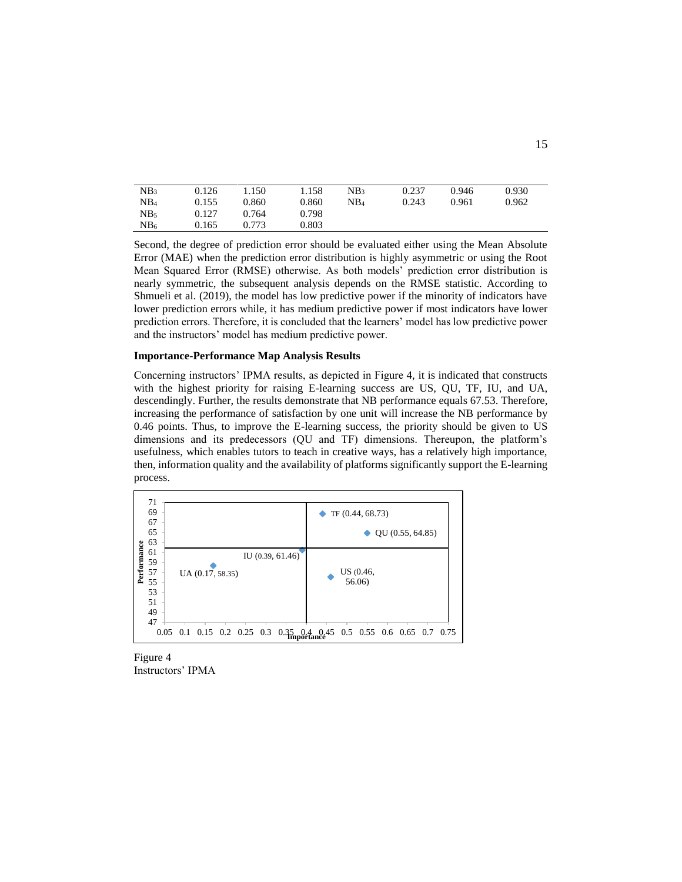| | | | | | | |
|---|---|---|---|---|---|---|
| $NB_3$ | 0.126 | 1.150 | 1.158 | $NB_3$ | 0.237 | 0.946 | 0.930 |
| $NB_4$ | 0.155 | 0.860 | 0.860 | $NB_4$ | 0.243 | 0.961 | 0.962 |
| $NB_5$ | 0.127 | 0.764 | 0.798 | | | | |
| $NB_6$ | 0.165 | 0.773 | 0.803 | | | | |

Second, the degree of prediction error should be evaluated either using the Mean Absolute Error (MAE) when the prediction error distribution is highly asymmetric or using the Root Mean Squared Error (RMSE) otherwise. As both models' prediction error distribution is nearly symmetric, the subsequent analysis depends on the RMSE statistic. According to Shmueli et al. (2019), the model has low predictive power if the minority of indicators have lower prediction errors while, it has medium predictive power if most indicators have lower prediction errors. Therefore, it is concluded that the learners' model has low predictive power and the instructors' model has medium predictive power.

**Importance-Performance Map Analysis Results**

Concerning instructors' IPMA results, as depicted in Figure 4, it is indicated that constructs with the highest priority for raising E-learning success are US, QU, TF, IU, and UA, descendingly. Further, the results demonstrate that NB performance equals 67.53. Therefore, increasing the performance of satisfaction by one unit will increase the NB performance by 0.46 points. Thus, to improve the E-learning success, the priority should be given to US dimensions and its predecessors (QU and TF) dimensions. Thereupon, the platform's usefulness, which enables tutors to teach in creative ways, has a relatively high importance, then, information quality and the availability of platforms significantly support the E-learning process.

Figure 4
Instructors' IPMA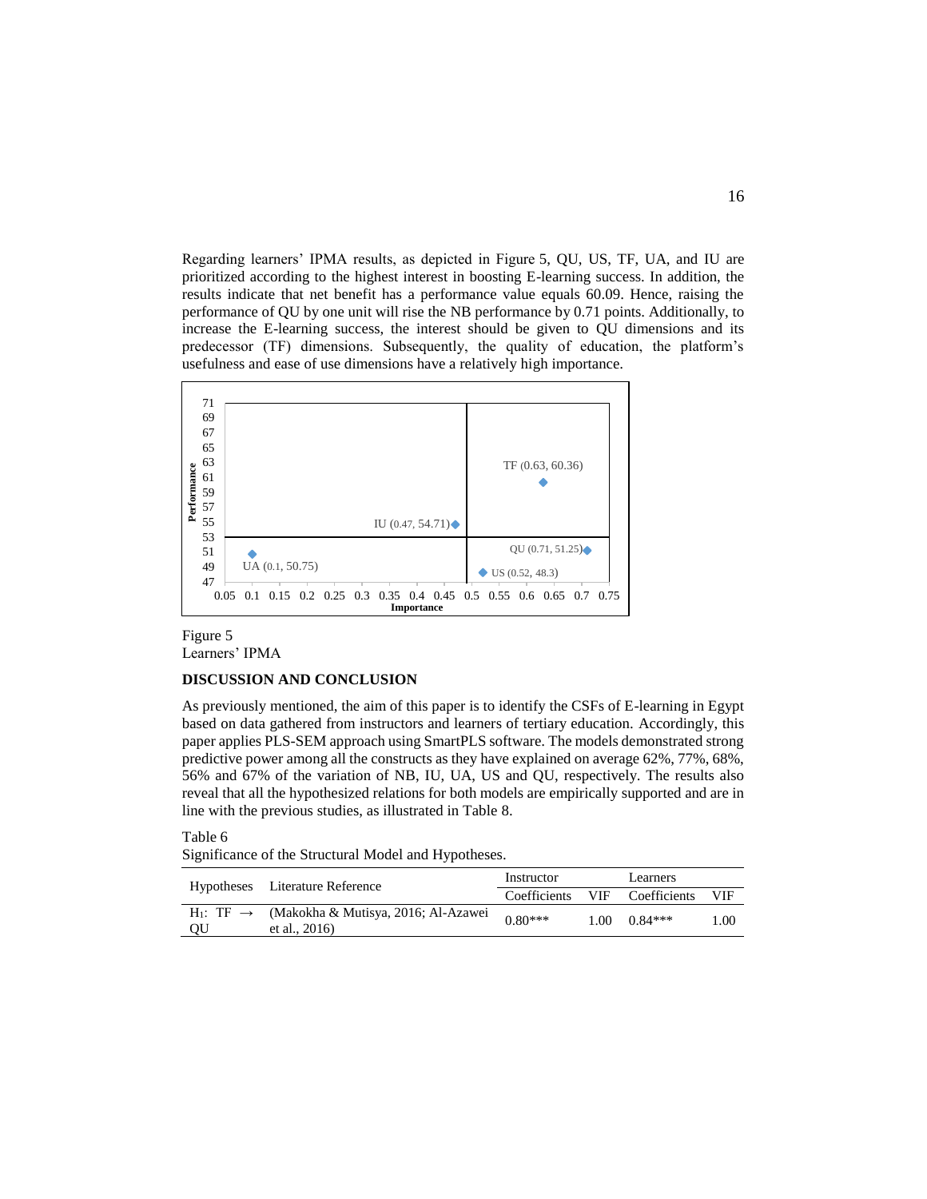Regarding learners' IPMA results, as depicted in Figure 5, QU, US, TF, UA, and IU are prioritized according to the highest interest in boosting E-learning success. In addition, the results indicate that net benefit has a performance value equals 60.09. Hence, raising the performance of QU by one unit will rise the NB performance by 0.71 points. Additionally, to increase the E-learning success, the interest should be given to QU dimensions and its predecessor (TF) dimensions. Subsequently, the quality of education, the platform's usefulness and ease of use dimensions have a relatively high importance.

Figure 5
Learners' IPMA

## DISCUSSION AND CONCLUSION

As previously mentioned, the aim of this paper is to identify the CSFs of E-learning in Egypt based on data gathered from instructors and learners of tertiary education. Accordingly, this paper applies PLS-SEM approach using SmartPLS software. The models demonstrated strong predictive power among all the constructs as they have explained on average 62%, 77%, 68%, 56% and 67% of the variation of NB, IU, UA, US and QU, respectively. The results also reveal that all the hypothesized relations for both models are empirically supported and are in line with the previous studies, as illustrated in Table 8.

Table 6
Significance of the Structural Model and Hypotheses.

| Hypotheses | Literature Reference | Instructor | | Learners | |
|---|---|---|---|---|---|
| | | Coefficients | VIF | Coefficients | VIF |
| $H_1$: TF → QU | (Makokha & Mutisya, 2016; Al-Azawei et al., 2016) | 0.80*** | 1.00 | 0.84*** | 1.00 |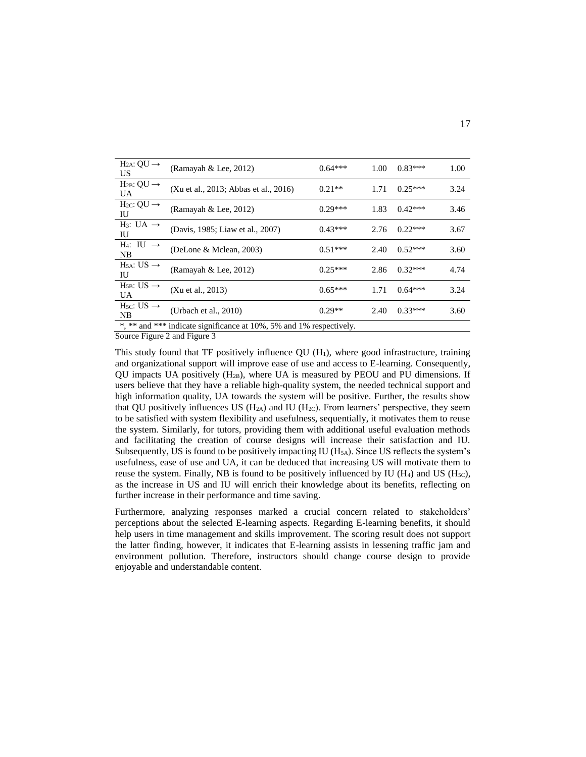| | | | | | |
|---|---|---|---|---|---|
| $H_{2A}$: QU → US | (Ramayah & Lee, 2012) | 0.64*** | 1.00 | 0.83*** | 1.00 |
| $H_{2B}$: QU → UA | (Xu et al., 2013; Abbas et al., 2016) | 0.21** | 1.71 | 0.25*** | 3.24 |
| $H_{2C}$: QU → IU | (Ramayah & Lee, 2012) | 0.29*** | 1.83 | 0.42*** | 3.46 |
| $H_3$: UA → IU | (Davis, 1985; Liaw et al., 2007) | 0.43*** | 2.76 | 0.22*** | 3.67 |
| $H_4$: IU → NB | (DeLone & Mclean, 2003) | 0.51*** | 2.40 | 0.52*** | 3.60 |
| $H_{5A}$: US → IU | (Ramayah & Lee, 2012) | 0.25*** | 2.86 | 0.32*** | 4.74 |
| $H_{5B}$: US → UA | (Xu et al., 2013) | 0.65*** | 1.71 | 0.64*** | 3.24 |
| $H_{5C}$: US → NB | (Urbach et al., 2010) | 0.29** | 2.40 | 0.33*** | 3.60 |

*, ** and *** indicate significance at 10%, 5% and 1% respectively.

Source Figure 2 and Figure 3

This study found that TF positively influence QU ($H_1$), where good infrastructure, training and organizational support will improve ease of use and access to E-learning. Consequently, QU impacts UA positively ($H_{2B}$), where UA is measured by PEOU and PU dimensions. If users believe that they have a reliable high-quality system, the needed technical support and high information quality, UA towards the system will be positive. Further, the results show that QU positively influences US ($H_{2A}$) and IU ($H_{2C}$). From learners' perspective, they seem to be satisfied with system flexibility and usefulness, sequentially, it motivates them to reuse the system. Similarly, for tutors, providing them with additional useful evaluation methods and facilitating the creation of course designs will increase their satisfaction and IU. Subsequently, US is found to be positively impacting IU ($H_{5A}$). Since US reflects the system's usefulness, ease of use and UA, it can be deduced that increasing US will motivate them to reuse the system. Finally, NB is found to be positively influenced by IU ($H_4$) and US ($H_{5C}$), as the increase in US and IU will enrich their knowledge about its benefits, reflecting on further increase in their performance and time saving.

Furthermore, analyzing responses marked a crucial concern related to stakeholders' perceptions about the selected E-learning aspects. Regarding E-learning benefits, it should help users in time management and skills improvement. The scoring result does not support the latter finding, however, it indicates that E-learning assists in lessening traffic jam and environment pollution. Therefore, instructors should change course design to provide enjoyable and understandable content.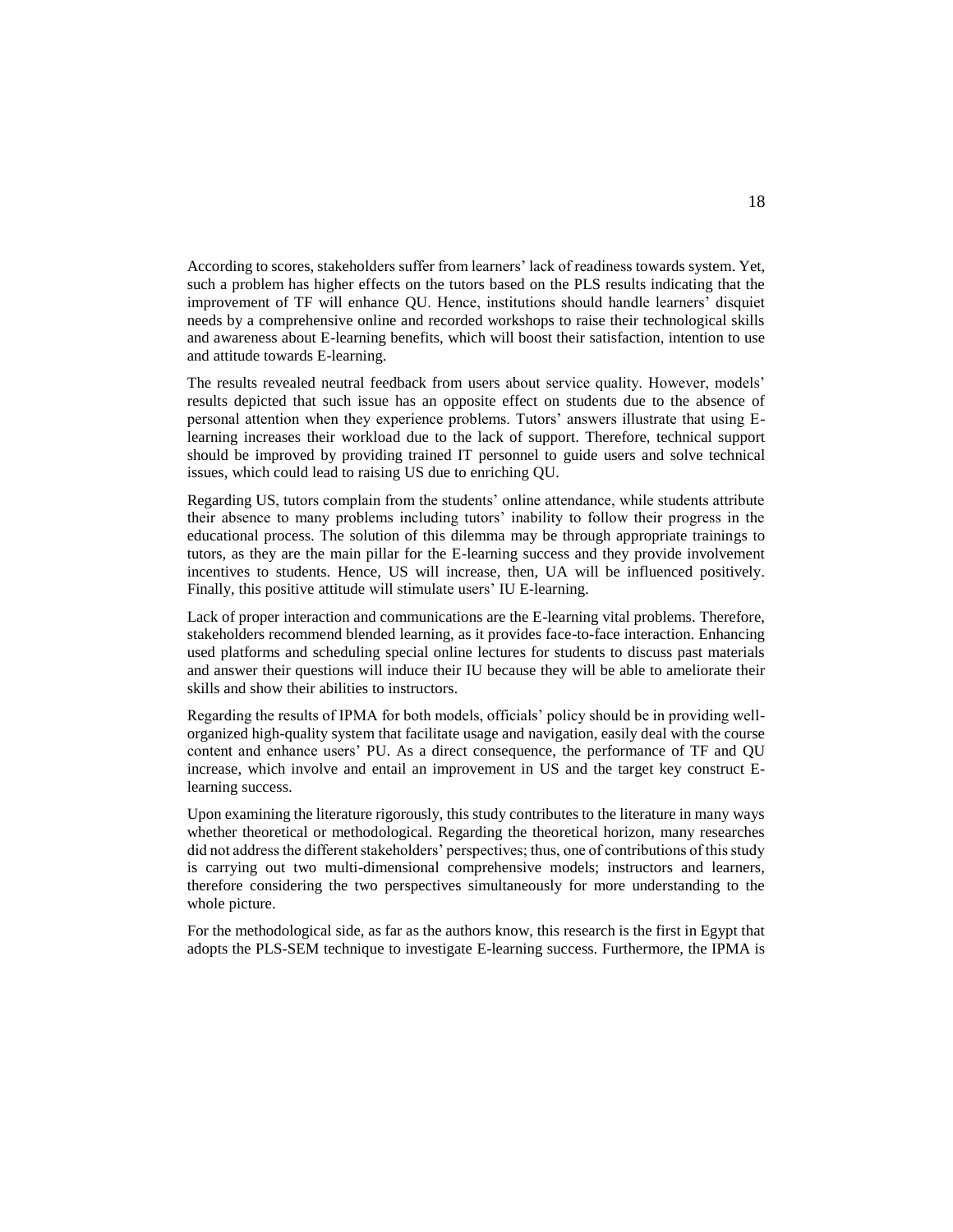According to scores, stakeholders suffer from learners' lack of readiness towards system. Yet, such a problem has higher effects on the tutors based on the PLS results indicating that the improvement of TF will enhance QU. Hence, institutions should handle learners' disquiet needs by a comprehensive online and recorded workshops to raise their technological skills and awareness about E-learning benefits, which will boost their satisfaction, intention to use and attitude towards E-learning.

The results revealed neutral feedback from users about service quality. However, models' results depicted that such issue has an opposite effect on students due to the absence of personal attention when they experience problems. Tutors' answers illustrate that using E-learning increases their workload due to the lack of support. Therefore, technical support should be improved by providing trained IT personnel to guide users and solve technical issues, which could lead to raising US due to enriching QU.

Regarding US, tutors complain from the students' online attendance, while students attribute their absence to many problems including tutors' inability to follow their progress in the educational process. The solution of this dilemma may be through appropriate trainings to tutors, as they are the main pillar for the E-learning success and they provide involvement incentives to students. Hence, US will increase, then, UA will be influenced positively. Finally, this positive attitude will stimulate users' IU E-learning.

Lack of proper interaction and communications are the E-learning vital problems. Therefore, stakeholders recommend blended learning, as it provides face-to-face interaction. Enhancing used platforms and scheduling special online lectures for students to discuss past materials and answer their questions will induce their IU because they will be able to ameliorate their skills and show their abilities to instructors.

Regarding the results of IPMA for both models, officials' policy should be in providing well-organized high-quality system that facilitate usage and navigation, easily deal with the course content and enhance users' PU. As a direct consequence, the performance of TF and QU increase, which involve and entail an improvement in US and the target key construct E-learning success.

Upon examining the literature rigorously, this study contributes to the literature in many ways whether theoretical or methodological. Regarding the theoretical horizon, many researches did not address the different stakeholders' perspectives; thus, one of contributions of this study is carrying out two multi-dimensional comprehensive models; instructors and learners, therefore considering the two perspectives simultaneously for more understanding to the whole picture.

For the methodological side, as far as the authors know, this research is the first in Egypt that adopts the PLS-SEM technique to investigate E-learning success. Furthermore, the IPMA is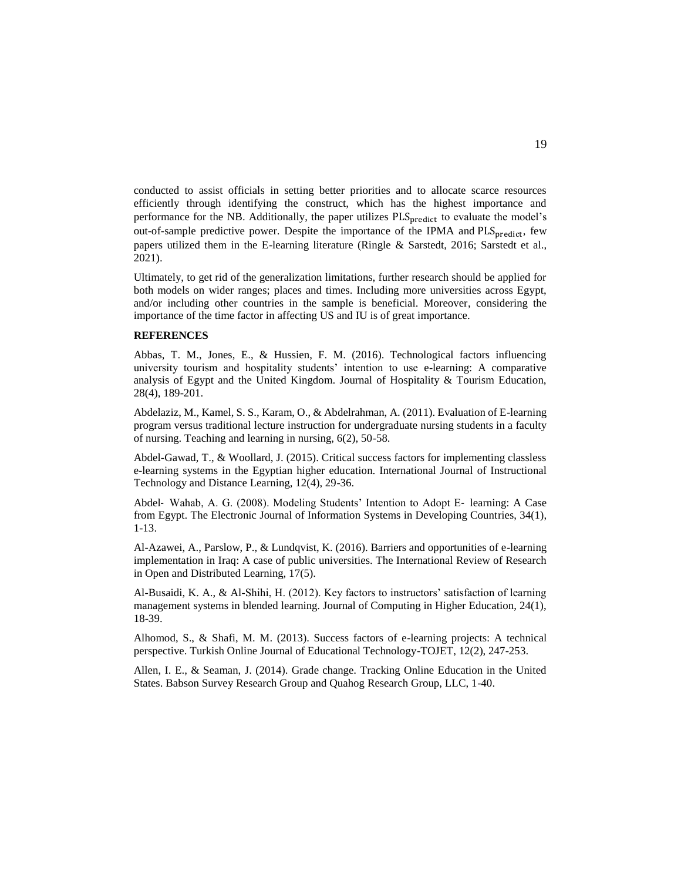conducted to assist officials in setting better priorities and to allocate scarce resources efficiently through identifying the construct, which has the highest importance and performance for the NB. Additionally, the paper utilizes $\text{PLS}_{\text{predict}}$ to evaluate the model's out-of-sample predictive power. Despite the importance of the IPMA and $\text{PLS}_{\text{predict}}$, few papers utilized them in the E-learning literature (Ringle & Sarstedt, 2016; Sarstedt et al., 2021).

Ultimately, to get rid of the generalization limitations, further research should be applied for both models on wider ranges; places and times. Including more universities across Egypt, and/or including other countries in the sample is beneficial. Moreover, considering the importance of the time factor in affecting US and IU is of great importance.

## REFERENCES

Abbas, T. M., Jones, E., & Hussien, F. M. (2016). Technological factors influencing university tourism and hospitality students' intention to use e-learning: A comparative analysis of Egypt and the United Kingdom. Journal of Hospitality & Tourism Education, 28(4), 189-201.

Abdelaziz, M., Kamel, S. S., Karam, O., & Abdelrahman, A. (2011). Evaluation of E-learning program versus traditional lecture instruction for undergraduate nursing students in a faculty of nursing. Teaching and learning in nursing, 6(2), 50-58.

Abdel-Gawad, T., & Woollard, J. (2015). Critical success factors for implementing classless e-learning systems in the Egyptian higher education. International Journal of Instructional Technology and Distance Learning, 12(4), 29-36.

Abdel‐ Wahab, A. G. (2008). Modeling Students' Intention to Adopt E‐ learning: A Case from Egypt. The Electronic Journal of Information Systems in Developing Countries, 34(1), 1-13.

Al-Azawei, A., Parslow, P., & Lundqvist, K. (2016). Barriers and opportunities of e-learning implementation in Iraq: A case of public universities. The International Review of Research in Open and Distributed Learning, 17(5).

Al-Busaidi, K. A., & Al-Shihi, H. (2012). Key factors to instructors' satisfaction of learning management systems in blended learning. Journal of Computing in Higher Education, 24(1), 18-39.

Alhomod, S., & Shafi, M. M. (2013). Success factors of e-learning projects: A technical perspective. Turkish Online Journal of Educational Technology-TOJET, 12(2), 247-253.

Allen, I. E., & Seaman, J. (2014). Grade change. Tracking Online Education in the United States. Babson Survey Research Group and Quahog Research Group, LLC, 1-40.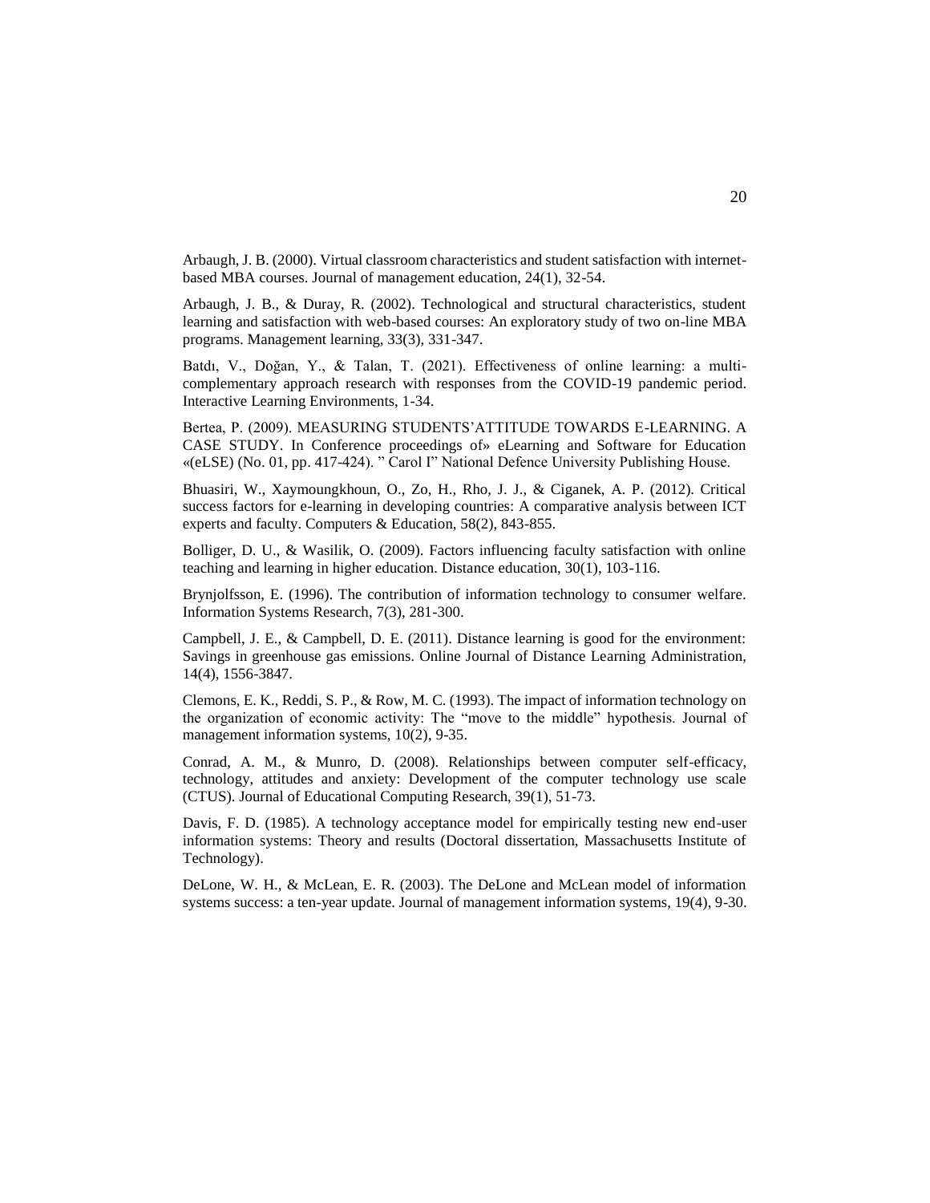Arbaugh, J. B. (2000). Virtual classroom characteristics and student satisfaction with internet-based MBA courses. Journal of management education, 24(1), 32-54.

Arbaugh, J. B., & Duray, R. (2002). Technological and structural characteristics, student learning and satisfaction with web-based courses: An exploratory study of two on-line MBA programs. Management learning, 33(3), 331-347.

Batdı, V., Doğan, Y., & Talan, T. (2021). Effectiveness of online learning: a multi-complementary approach research with responses from the COVID-19 pandemic period. Interactive Learning Environments, 1-34.

Bertea, P. (2009). MEASURING STUDENTS'ATTITUDE TOWARDS E-LEARNING. A CASE STUDY. In Conference proceedings of» eLearning and Software for Education «(eLSE) (No. 01, pp. 417-424). " Carol I" National Defence University Publishing House.

Bhuasiri, W., Xaymoungkhoun, O., Zo, H., Rho, J. J., & Ciganek, A. P. (2012). Critical success factors for e-learning in developing countries: A comparative analysis between ICT experts and faculty. Computers & Education, 58(2), 843-855.

Bolliger, D. U., & Wasilik, O. (2009). Factors influencing faculty satisfaction with online teaching and learning in higher education. Distance education, 30(1), 103-116.

Brynjolfsson, E. (1996). The contribution of information technology to consumer welfare. Information Systems Research, 7(3), 281-300.

Campbell, J. E., & Campbell, D. E. (2011). Distance learning is good for the environment: Savings in greenhouse gas emissions. Online Journal of Distance Learning Administration, 14(4), 1556-3847.

Clemons, E. K., Reddi, S. P., & Row, M. C. (1993). The impact of information technology on the organization of economic activity: The "move to the middle" hypothesis. Journal of management information systems, 10(2), 9-35.

Conrad, A. M., & Munro, D. (2008). Relationships between computer self-efficacy, technology, attitudes and anxiety: Development of the computer technology use scale (CTUS). Journal of Educational Computing Research, 39(1), 51-73.

Davis, F. D. (1985). A technology acceptance model for empirically testing new end-user information systems: Theory and results (Doctoral dissertation, Massachusetts Institute of Technology).

DeLone, W. H., & McLean, E. R. (2003). The DeLone and McLean model of information systems success: a ten-year update. Journal of management information systems, 19(4), 9-30.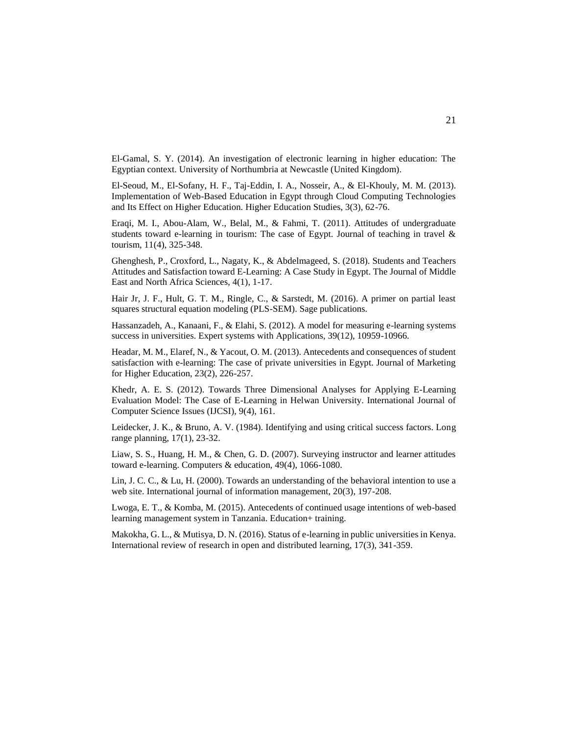El-Gamal, S. Y. (2014). An investigation of electronic learning in higher education: The Egyptian context. University of Northumbria at Newcastle (United Kingdom).

El-Seoud, M., El-Sofany, H. F., Taj-Eddin, I. A., Nosseir, A., & El-Khouly, M. M. (2013). Implementation of Web-Based Education in Egypt through Cloud Computing Technologies and Its Effect on Higher Education. Higher Education Studies, 3(3), 62-76.

Eraqi, M. I., Abou-Alam, W., Belal, M., & Fahmi, T. (2011). Attitudes of undergraduate students toward e-learning in tourism: The case of Egypt. Journal of teaching in travel & tourism, 11(4), 325-348.

Ghenghesh, P., Croxford, L., Nagaty, K., & Abdelmageed, S. (2018). Students and Teachers Attitudes and Satisfaction toward E-Learning: A Case Study in Egypt. The Journal of Middle East and North Africa Sciences, 4(1), 1-17.

Hair Jr, J. F., Hult, G. T. M., Ringle, C., & Sarstedt, M. (2016). A primer on partial least squares structural equation modeling (PLS-SEM). Sage publications.

Hassanzadeh, A., Kanaani, F., & Elahi, S. (2012). A model for measuring e-learning systems success in universities. Expert systems with Applications, 39(12), 10959-10966.

Headar, M. M., Elaref, N., & Yacout, O. M. (2013). Antecedents and consequences of student satisfaction with e-learning: The case of private universities in Egypt. Journal of Marketing for Higher Education, 23(2), 226-257.

Khedr, A. E. S. (2012). Towards Three Dimensional Analyses for Applying E-Learning Evaluation Model: The Case of E-Learning in Helwan University. International Journal of Computer Science Issues (IJCSI), 9(4), 161.

Leidecker, J. K., & Bruno, A. V. (1984). Identifying and using critical success factors. Long range planning, 17(1), 23-32.

Liaw, S. S., Huang, H. M., & Chen, G. D. (2007). Surveying instructor and learner attitudes toward e-learning. Computers & education, 49(4), 1066-1080.

Lin, J. C. C., & Lu, H. (2000). Towards an understanding of the behavioral intention to use a web site. International journal of information management, 20(3), 197-208.

Lwoga, E. T., & Komba, M. (2015). Antecedents of continued usage intentions of web-based learning management system in Tanzania. Education+ training.

Makokha, G. L., & Mutisya, D. N. (2016). Status of e-learning in public universities in Kenya. International review of research in open and distributed learning, 17(3), 341-359.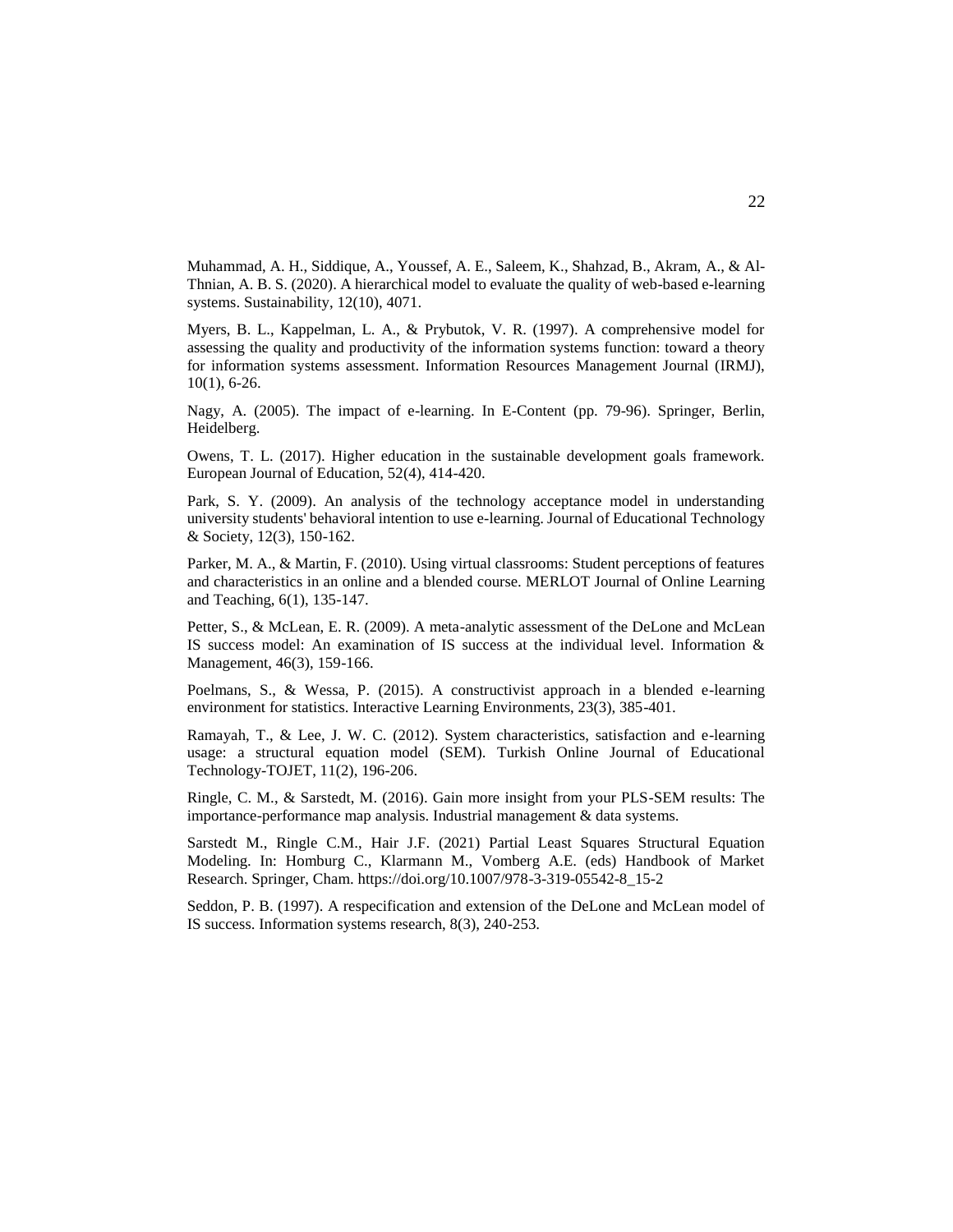Muhammad, A. H., Siddique, A., Youssef, A. E., Saleem, K., Shahzad, B., Akram, A., & Al-Thnian, A. B. S. (2020). A hierarchical model to evaluate the quality of web-based e-learning systems. Sustainability, 12(10), 4071.

Myers, B. L., Kappelman, L. A., & Prybutok, V. R. (1997). A comprehensive model for assessing the quality and productivity of the information systems function: toward a theory for information systems assessment. Information Resources Management Journal (IRMJ), 10(1), 6-26.

Nagy, A. (2005). The impact of e-learning. In E-Content (pp. 79-96). Springer, Berlin, Heidelberg.

Owens, T. L. (2017). Higher education in the sustainable development goals framework. European Journal of Education, 52(4), 414-420.

Park, S. Y. (2009). An analysis of the technology acceptance model in understanding university students' behavioral intention to use e-learning. Journal of Educational Technology & Society, 12(3), 150-162.

Parker, M. A., & Martin, F. (2010). Using virtual classrooms: Student perceptions of features and characteristics in an online and a blended course. MERLOT Journal of Online Learning and Teaching, 6(1), 135-147.

Petter, S., & McLean, E. R. (2009). A meta-analytic assessment of the DeLone and McLean IS success model: An examination of IS success at the individual level. Information & Management, 46(3), 159-166.

Poelmans, S., & Wessa, P. (2015). A constructivist approach in a blended e-learning environment for statistics. Interactive Learning Environments, 23(3), 385-401.

Ramayah, T., & Lee, J. W. C. (2012). System characteristics, satisfaction and e-learning usage: a structural equation model (SEM). Turkish Online Journal of Educational Technology-TOJET, 11(2), 196-206.

Ringle, C. M., & Sarstedt, M. (2016). Gain more insight from your PLS-SEM results: The importance-performance map analysis. Industrial management & data systems.

Sarstedt M., Ringle C.M., Hair J.F. (2021) Partial Least Squares Structural Equation Modeling. In: Homburg C., Klarmann M., Vomberg A.E. (eds) Handbook of Market Research. Springer, Cham. https://doi.org/10.1007/978-3-319-05542-8_15-2

Seddon, P. B. (1997). A respecification and extension of the DeLone and McLean model of IS success. Information systems research, 8(3), 240-253.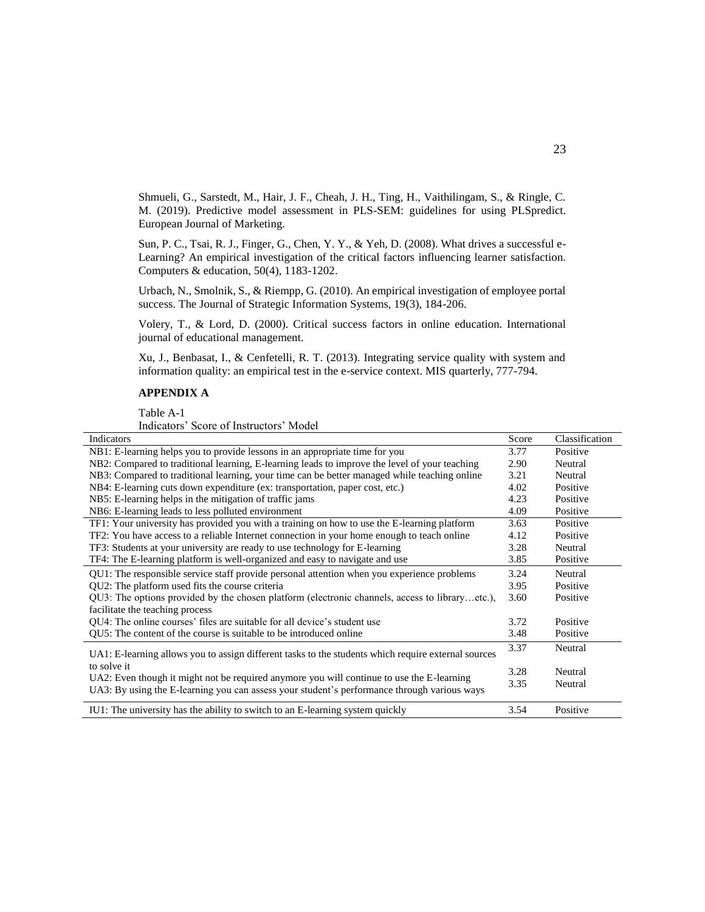Shmueli, G., Sarstedt, M., Hair, J. F., Cheah, J. H., Ting, H., Vaithilingam, S., & Ringle, C. M. (2019). Predictive model assessment in PLS-SEM: guidelines for using PLSpredict. European Journal of Marketing.

Sun, P. C., Tsai, R. J., Finger, G., Chen, Y. Y., & Yeh, D. (2008). What drives a successful e-Learning? An empirical investigation of the critical factors influencing learner satisfaction. Computers & education, 50(4), 1183-1202.

Urbach, N., Smolnik, S., & Riempp, G. (2010). An empirical investigation of employee portal success. The Journal of Strategic Information Systems, 19(3), 184-206.

Volery, T., & Lord, D. (2000). Critical success factors in online education. International journal of educational management.

Xu, J., Benbasat, I., & Cenfetelli, R. T. (2013). Integrating service quality with system and information quality: an empirical test in the e-service context. MIS quarterly, 777-794.

## APPENDIX A

Table A-1

Indicators' Score of Instructors' Model

| Indicators | Score | Classification |
|---|---|---|
| NB1: E-learning helps you to provide lessons in an appropriate time for you | 3.77 | Positive |
| NB2: Compared to traditional learning, E-learning leads to improve the level of your teaching | 2.90 | Neutral |
| NB3: Compared to traditional learning, your time can be better managed while teaching online | 3.21 | Neutral |
| NB4: E-learning cuts down expenditure (ex: transportation, paper cost, etc.) | 4.02 | Positive |
| NB5: E-learning helps in the mitigation of traffic jams | 4.23 | Positive |
| NB6: E-learning leads to less polluted environment | 4.09 | Positive |
| TF1: Your university has provided you with a training on how to use the E-learning platform | 3.63 | Positive |
| TF2: You have access to a reliable Internet connection in your home enough to teach online | 4.12 | Positive |
| TF3: Students at your university are ready to use technology for E-learning | 3.28 | Neutral |
| TF4: The E-learning platform is well-organized and easy to navigate and use | 3.85 | Positive |
| QU1: The responsible service staff provide personal attention when you experience problems | 3.24 | Neutral |
| QU2: The platform used fits the course criteria | 3.95 | Positive |
| QU3: The options provided by the chosen platform (electronic channels, access to library…etc.), facilitate the teaching process | 3.60 | Positive |
| QU4: The online courses' files are suitable for all device's student use | 3.72 | Positive |
| QU5: The content of the course is suitable to be introduced online | 3.48 | Positive |
| UA1: E-learning allows you to assign different tasks to the students which require external sources to solve it | 3.37 | Neutral |
| UA2: Even though it might not be required anymore you will continue to use the E-learning | 3.28 | Neutral |
| UA3: By using the E-learning you can assess your student's performance through various ways | 3.35 | Neutral |
| IU1: The university has the ability to switch to an E-learning system quickly | 3.54 | Positive |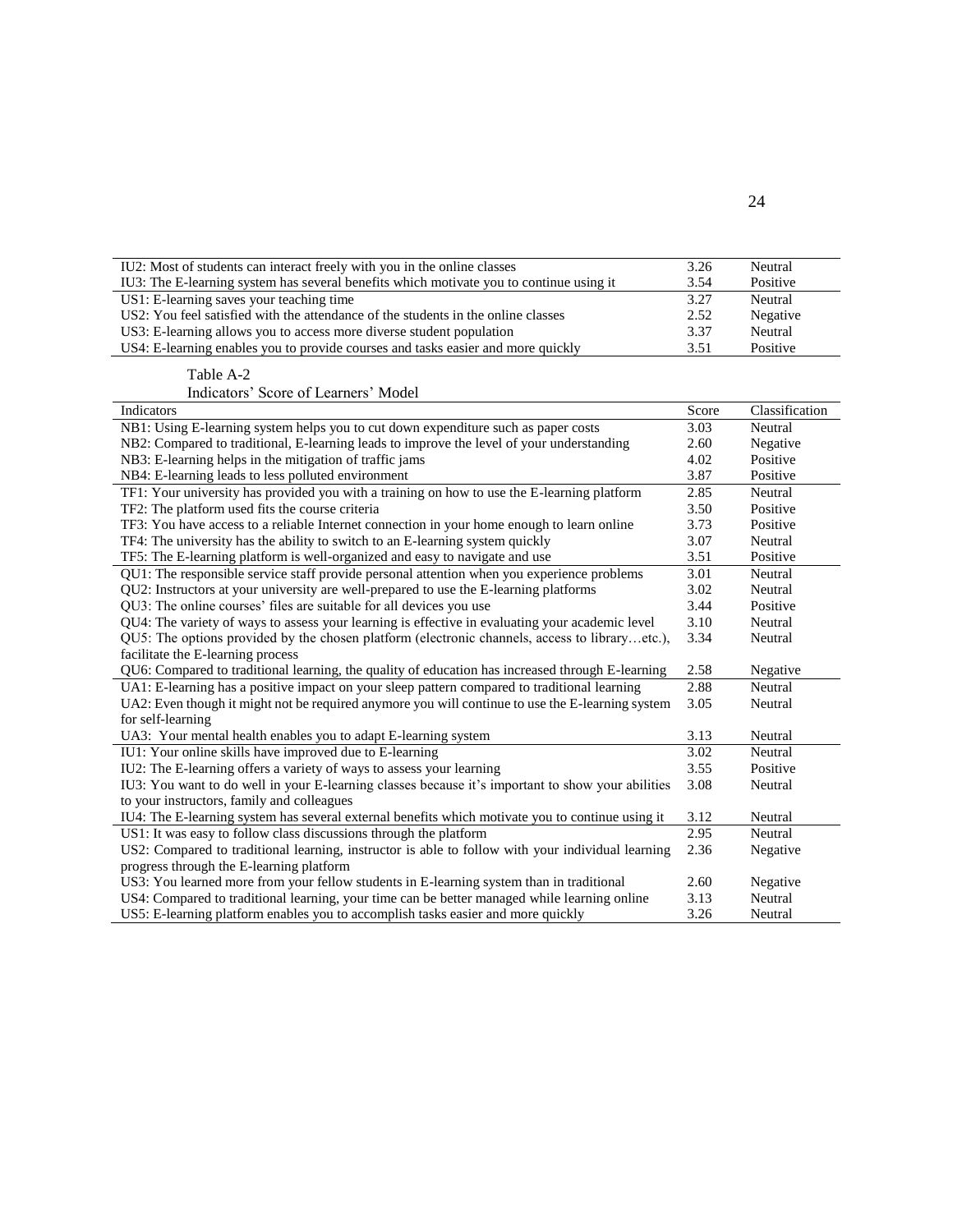| | | |
|---|---|---|
| IU2: Most of students can interact freely with you in the online classes | 3.26 | Neutral |
| IU3: The E-learning system has several benefits which motivate you to continue using it | 3.54 | Positive |
| US1: E-learning saves your teaching time | 3.27 | Neutral |
| US2: You feel satisfied with the attendance of the students in the online classes | 2.52 | Negative |
| US3: E-learning allows you to access more diverse student population | 3.37 | Neutral |
| US4: E-learning enables you to provide courses and tasks easier and more quickly | 3.51 | Positive |

Table A-2

Indicators' Score of Learners' Model

| Indicators | Score | Classification |
|---|---|---|
| NB1: Using E-learning system helps you to cut down expenditure such as paper costs | 3.03 | Neutral |
| NB2: Compared to traditional, E-learning leads to improve the level of your understanding | 2.60 | Negative |
| NB3: E-learning helps in the mitigation of traffic jams | 4.02 | Positive |
| NB4: E-learning leads to less polluted environment | 3.87 | Positive |
| TF1: Your university has provided you with a training on how to use the E-learning platform | 2.85 | Neutral |
| TF2: The platform used fits the course criteria | 3.50 | Positive |
| TF3: You have access to a reliable Internet connection in your home enough to learn online | 3.73 | Positive |
| TF4: The university has the ability to switch to an E-learning system quickly | 3.07 | Neutral |
| TF5: The E-learning platform is well-organized and easy to navigate and use | 3.51 | Positive |
| QU1: The responsible service staff provide personal attention when you experience problems | 3.01 | Neutral |
| QU2: Instructors at your university are well-prepared to use the E-learning platforms | 3.02 | Neutral |
| QU3: The online courses' files are suitable for all devices you use | 3.44 | Positive |
| QU4: The variety of ways to assess your learning is effective in evaluating your academic level | 3.10 | Neutral |
| QU5: The options provided by the chosen platform (electronic channels, access to library…etc.), facilitate the E-learning process | 3.34 | Neutral |
| QU6: Compared to traditional learning, the quality of education has increased through E-learning | 2.58 | Negative |
| UA1: E-learning has a positive impact on your sleep pattern compared to traditional learning | 2.88 | Neutral |
| UA2: Even though it might not be required anymore you will continue to use the E-learning system for self-learning | 3.05 | Neutral |
| UA3: Your mental health enables you to adapt E-learning system | 3.13 | Neutral |
| IU1: Your online skills have improved due to E-learning | 3.02 | Neutral |
| IU2: The E-learning offers a variety of ways to assess your learning | 3.55 | Positive |
| IU3: You want to do well in your E-learning classes because it's important to show your abilities to your instructors, family and colleagues | 3.08 | Neutral |
| IU4: The E-learning system has several external benefits which motivate you to continue using it | 3.12 | Neutral |
| US1: It was easy to follow class discussions through the platform | 2.95 | Neutral |
| US2: Compared to traditional learning, instructor is able to follow with your individual learning progress through the E-learning platform | 2.36 | Negative |
| US3: You learned more from your fellow students in E-learning system than in traditional | 2.60 | Negative |
| US4: Compared to traditional learning, your time can be better managed while learning online | 3.13 | Neutral |
| US5: E-learning platform enables you to accomplish tasks easier and more quickly | 3.26 | Neutral |